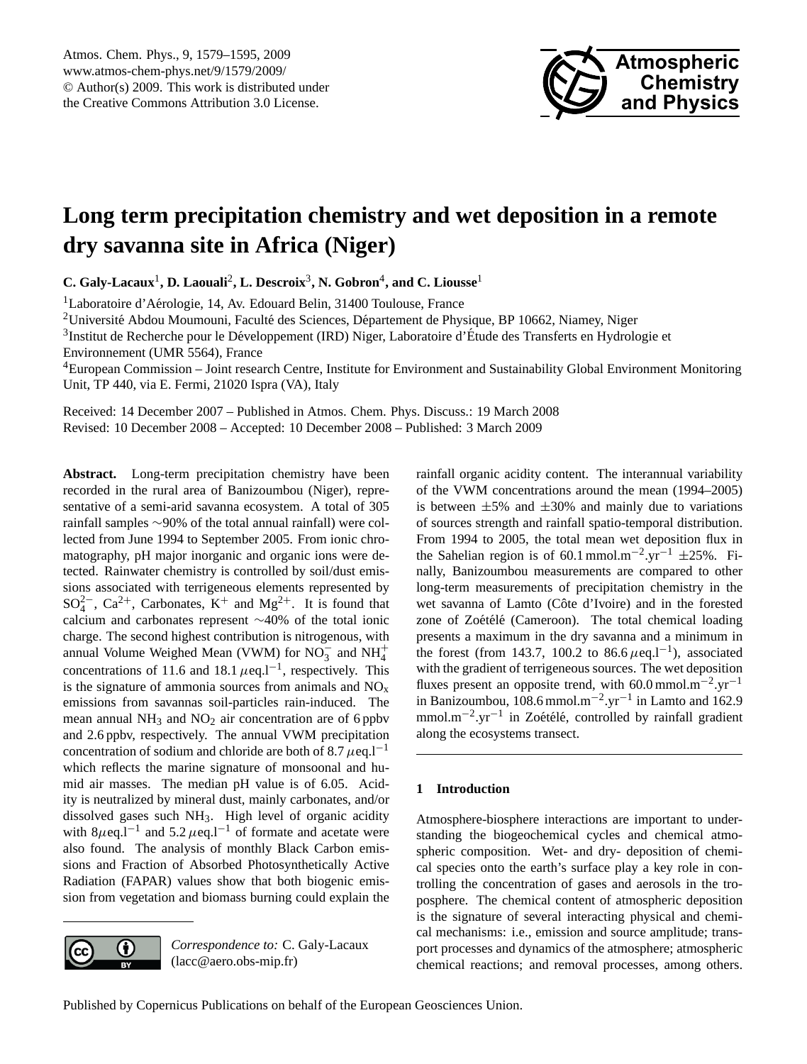# Long term precipitation chemistry and wet deposition in a remote dry savanna site in Africa (Niger)

**C. Galy-Lacaux[1], D. Laouali[2], L. Descroix[3], N. Gobron[4], and C. Liousse[1]**

[1]Laboratoire d'Aérologie, 14, Av. Edouard Belin, 31400 Toulouse, France

[2]Université Abdou Moumouni, Faculté des Sciences, Département de Physique, BP 10662, Niamey, Niger

[3]Institut de Recherche pour le Développement (IRD) Niger, Laboratoire d'Étude des Transferts en Hydrologie et Environnement (UMR 5564), France

[4]European Commission – Joint research Centre, Institute for Environment and Sustainability Global Environment Monitoring Unit, TP 440, via E. Fermi, 21020 Ispra (VA), Italy

Received: 14 December 2007 – Published in Atmos. Chem. Phys. Discuss.: 19 March 2008

Revised: 10 December 2008 – Accepted: 10 December 2008 – Published: 3 March 2009

**Abstract.** Long-term precipitation chemistry have been recorded in the rural area of Banizoumbou (Niger), representative of a semi-arid savanna ecosystem. A total of 305 rainfall samples ~90% of the total annual rainfall) were collected from June 1994 to September 2005. From ionic chromatography, pH major inorganic and organic ions were detected. Rainwater chemistry is controlled by soil/dust emissions associated with terrigeneous elements represented by $SO_4^{2-}$, $Ca^{2+}$, Carbonates, $K^+$ and $Mg^{2+}$. It is found that calcium and carbonates represent ~40% of the total ionic charge. The second highest contribution is nitrogenous, with annual Volume Weighed Mean (VWM) for $NO_3^-$ and $NH_4^+$ concentrations of 11.6 and 18.1 $\mu$eq.l$^{-1}$, respectively. This is the signature of ammonia sources from animals and $NO_x$ emissions from savannas soil-particles rain-induced. The mean annual $NH_3$ and $NO_2$ air concentration are of 6 ppbv and 2.6 ppbv, respectively. The annual VWM precipitation concentration of sodium and chloride are both of 8.7 $\mu$eq.l$^{-1}$ which reflects the marine signature of monsoonal and humid air masses. The median pH value is of 6.05. Acidity is neutralized by mineral dust, mainly carbonates, and/or dissolved gases such $NH_3$. High level of organic acidity with 8$\mu$eq.l$^{-1}$ and 5.2 $\mu$eq.l$^{-1}$ of formate and acetate were also found. The analysis of monthly Black Carbon emissions and Fraction of Absorbed Photosynthetically Active Radiation (FAPAR) values show that both biogenic emission from vegetation and biomass burning could explain the rainfall organic acidity content. The interannual variability of the VWM concentrations around the mean (1994–2005) is between ±5% and ±30% and mainly due to variations of sources strength and rainfall spatio-temporal distribution. From 1994 to 2005, the total mean wet deposition flux in the Sahelian region is of 60.1 mmol.m$^{-2}$.yr$^{-1}$ ±25%. Finally, Banizoumbou measurements are compared to other long-term measurements of precipitation chemistry in the wet savanna of Lamto (Côte d'Ivoire) and in the forested zone of Zoétélé (Cameroon). The total chemical loading presents a maximum in the dry savanna and a minimum in the forest (from 143.7, 100.2 to 86.6 $\mu$eq.l$^{-1}$), associated with the gradient of terrigeneous sources. The wet deposition fluxes present an opposite trend, with 60.0 mmol.m$^{-2}$.yr$^{-1}$ in Banizoumbou, 108.6 mmol.m$^{-2}$.yr$^{-1}$ in Lamto and 162.9 mmol.m$^{-2}$.yr$^{-1}$ in Zoétélé, controlled by rainfall gradient along the ecosystems transect.

*Correspondence to:* C. Galy-Lacaux (lacc@aero.obs-mip.fr)

## 1 Introduction

Atmosphere-biosphere interactions are important to understanding the biogeochemical cycles and chemical atmospheric composition. Wet- and dry- deposition of chemical species onto the earth's surface play a key role in controlling the concentration of gases and aerosols in the troposphere. The chemical content of atmospheric deposition is the signature of several interacting physical and chemical mechanisms: i.e., emission and source amplitude; transport processes and dynamics of the atmosphere; atmospheric chemical reactions; and removal processes, among others.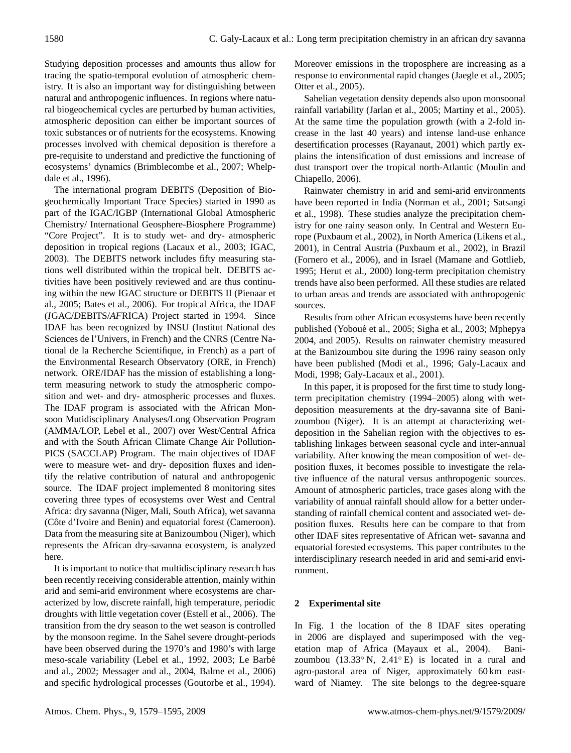Studying deposition processes and amounts thus allow for tracing the spatio-temporal evolution of atmospheric chemistry. It is also an important way for distinguishing between natural and anthropogenic influences. In regions where natural biogeochemical cycles are perturbed by human activities, atmospheric deposition can either be important sources of toxic substances or of nutrients for the ecosystems. Knowing processes involved with chemical deposition is therefore a pre-requisite to understand and predictive the functioning of ecosystems' dynamics (Brimblecombe et al., 2007; Whelpdale et al., 1996).

The international program DEBITS (Deposition of Biogeochemically Important Trace Species) started in 1990 as part of the IGAC/IGBP (International Global Atmospheric Chemistry/ International Geosphere-Biosphere Programme) "Core Project". It is to study wet- and dry- atmospheric deposition in tropical regions (Lacaux et al., 2003; IGAC, 2003). The DEBITS network includes fifty measuring stations well distributed within the tropical belt. DEBITS activities have been positively reviewed and are thus continuing within the new IGAC structure or DEBITS II (Pienaar et al., 2005; Bates et al., 2006). For tropical Africa, the IDAF (*I*GAC/*D*EBITS/*AF*RICA) Project started in 1994. Since IDAF has been recognized by INSU (Institut National des Sciences de l'Univers, in French) and the CNRS (Centre National de la Recherche Scientifique, in French) as a part of the Environmental Research Observatory (ORE, in French) network. ORE/IDAF has the mission of establishing a long-term measuring network to study the atmospheric composition and wet- and dry- atmospheric processes and fluxes. The IDAF program is associated with the African Monsoon Mutidisciplinary Analyses/Long Observation Program (AMMA/LOP, Lebel et al., 2007) over West/Central Africa and with the South African Climate Change Air Pollution-PICS (SACCLAP) Program. The main objectives of IDAF were to measure wet- and dry- deposition fluxes and identify the relative contribution of natural and anthropogenic source. The IDAF project implemented 8 monitoring sites covering three types of ecosystems over West and Central Africa: dry savanna (Niger, Mali, South Africa), wet savanna (Côte d'Ivoire and Benin) and equatorial forest (Cameroon). Data from the measuring site at Banizoumbou (Niger), which represents the African dry-savanna ecosystem, is analyzed here.

It is important to notice that multidisciplinary research has been recently receiving considerable attention, mainly within arid and semi-arid environment where ecosystems are characterized by low, discrete rainfall, high temperature, periodic droughts with little vegetation cover (Estell et al., 2006). The transition from the dry season to the wet season is controlled by the monsoon regime. In the Sahel severe drought-periods have been observed during the 1970's and 1980's with large meso-scale variability (Lebel et al., 1992, 2003; Le Barbé and al., 2002; Messager and al., 2004, Balme et al., 2006) and specific hydrological processes (Goutorbe et al., 1994). Moreover emissions in the troposphere are increasing as a response to environmental rapid changes (Jaegle et al., 2005; Otter et al., 2005).

Sahelian vegetation density depends also upon monsoonal rainfall variability (Jarlan et al., 2005; Martiny et al., 2005). At the same time the population growth (with a 2-fold increase in the last 40 years) and intense land-use enhance desertification processes (Rayanaut, 2001) which partly explains the intensification of dust emissions and increase of dust transport over the tropical north-Atlantic (Moulin and Chiapello, 2006).

Rainwater chemistry in arid and semi-arid environments have been reported in India (Norman et al., 2001; Satsangi et al., 1998). These studies analyze the precipitation chemistry for one rainy season only. In Central and Western Europe (Puxbaum et al., 2002), in North America (Likens et al., 2001), in Central Austria (Puxbaum et al., 2002), in Brazil (Fornero et al., 2006), and in Israel (Mamane and Gottlieb, 1995; Herut et al., 2000) long-term precipitation chemistry trends have also been performed. All these studies are related to urban areas and trends are associated with anthropogenic sources.

Results from other African ecosystems have been recently published (Yoboué et al., 2005; Sigha et al., 2003; Mphepya 2004, and 2005). Results on rainwater chemistry measured at the Banizoumbou site during the 1996 rainy season only have been published (Modi et al., 1996; Galy-Lacaux and Modi, 1998; Galy-Lacaux et al., 2001).

In this paper, it is proposed for the first time to study long-term precipitation chemistry (1994–2005) along with wet-deposition measurements at the dry-savanna site of Banizoumbou (Niger). It is an attempt at characterizing wet-deposition in the Sahelian region with the objectives to establishing linkages between seasonal cycle and inter-annual variability. After knowing the mean composition of wet- deposition fluxes, it becomes possible to investigate the relative influence of the natural versus anthropogenic sources. Amount of atmospheric particles, trace gases along with the variability of annual rainfall should allow for a better understanding of rainfall chemical content and associated wet- deposition fluxes. Results here can be compare to that from other IDAF sites representative of African wet- savanna and equatorial forested ecosystems. This paper contributes to the interdisciplinary research needed in arid and semi-arid environment.

## 2 Experimental site

In Fig. 1 the location of the 8 IDAF sites operating in 2006 are displayed and superimposed with the vegetation map of Africa (Mayaux et al., 2004). Banizoumbou (13.33° N, 2.41° E) is located in a rural and agro-pastoral area of Niger, approximately 60 km eastward of Niamey. The site belongs to the degree-square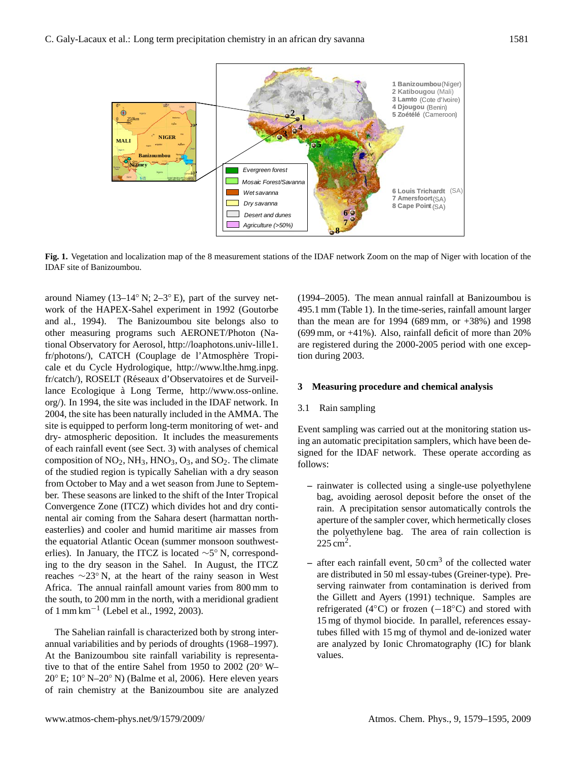**Fig. 1.** Vegetation and localization map of the 8 measurement stations of the IDAF network Zoom on the map of Niger with location of the IDAF site of Banizoumbou.

around Niamey (13–14° N; 2–3° E), part of the survey network of the HAPEX-Sahel experiment in 1992 (Goutorbe and al., 1994). The Banizoumbou site belongs also to other measuring programs such AERONET/Photon (National Observatory for Aerosol, http://loaphotons.univ-lille1.fr/photons/), CATCH (Couplage de l'Atmosphère Tropicale et du Cycle Hydrologique, http://www.lthe.hmg.inpg.fr/catch/), ROSELT (Réseaux d'Observatoires et de Surveillance Ecologique à Long Terme, http://www.oss-online.org/). In 1994, the site was included in the IDAF network. In 2004, the site has been naturally included in the AMMA. The site is equipped to perform long-term monitoring of wet- and dry- atmospheric deposition. It includes the measurements of each rainfall event (see Sect. 3) with analyses of chemical composition of $NO_2$, $NH_3$, $HNO_3$, $O_3$, and $SO_2$. The climate of the studied region is typically Sahelian with a dry season from October to May and a wet season from June to September. These seasons are linked to the shift of the Inter Tropical Convergence Zone (ITCZ) which divides hot and dry continental air coming from the Sahara desert (harmattan northeasterlies) and cooler and humid maritime air masses from the equatorial Atlantic Ocean (summer monsoon southwesterlies). In January, the ITCZ is located $\sim$5° N, corresponding to the dry season in the Sahel. In August, the ITCZ reaches $\sim$23° N, at the heart of the rainy season in West Africa. The annual rainfall amount varies from 800 mm to the south, to 200 mm in the north, with a meridional gradient of 1 mm $km^{-1}$ (Lebel et al., 1992, 2003).

The Sahelian rainfall is characterized both by strong interannual variabilities and by periods of droughts (1968–1997). At the Banizoumbou site rainfall variability is representative to that of the entire Sahel from 1950 to 2002 (20° W–20° E; 10° N–20° N) (Balme et al, 2006). Here eleven years of rain chemistry at the Banizoumbou site are analyzed (1994–2005). The mean annual rainfall at Banizoumbou is 495.1 mm (Table 1). In the time-series, rainfall amount larger than the mean are for 1994 (689 mm, or +38%) and 1998 (699 mm, or +41%). Also, rainfall deficit of more than 20% are registered during the 2000-2005 period with one exception during 2003.

## 3 Measuring procedure and chemical analysis

### 3.1 Rain sampling

Event sampling was carried out at the monitoring station using an automatic precipitation samplers, which have been designed for the IDAF network. These operate according as follows:

– rainwater is collected using a single-use polyethylene bag, avoiding aerosol deposit before the onset of the rain. A precipitation sensor automatically controls the aperture of the sampler cover, which hermetically closes the polyethylene bag. The area of rain collection is 225 $cm^2$.

– after each rainfall event, 50 $cm^3$ of the collected water are distributed in 50 ml essay-tubes (Greiner-type). Preserving rainwater from contamination is derived from the Gillett and Ayers (1991) technique. Samples are refrigerated (4°C) or frozen (−18°C) and stored with 15 mg of thymol biocide. In parallel, references essay-tubes filled with 15 mg of thymol and de-ionized water are analyzed by Ionic Chromatography (IC) for blank values.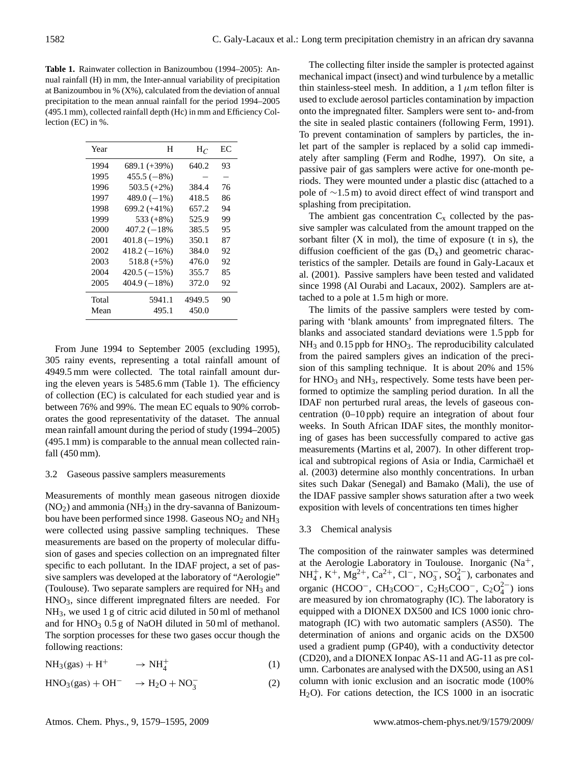**Table 1.** Rainwater collection in Banizoumbou (1994–2005): Annual rainfall (H) in mm, the Inter-annual variability of precipitation at Banizoumbou in % (X%), calculated from the deviation of annual precipitation to the mean annual rainfall for the period 1994–2005 (495.1 mm), collected rainfall depth (Hc) in mm and Efficiency Collection (EC) in %.

| Year | H | $H_C$ | EC |
|---|---|---|---|
| 1994 | 689.1 (+39%) | 640.2 | 93 |
| 1995 | 455.5 (−8%) | – | – |
| 1996 | 503.5 (+2%) | 384.4 | 76 |
| 1997 | 489.0 (−1%) | 418.5 | 86 |
| 1998 | 699.2 (+41%) | 657.2 | 94 |
| 1999 | 533 (+8%) | 525.9 | 99 |
| 2000 | 407.2 (−18% | 385.5 | 95 |
| 2001 | 401.8 (−19%) | 350.1 | 87 |
| 2002 | 418.2 (−16%) | 384.0 | 92 |
| 2003 | 518.8 (+5%) | 476.0 | 92 |
| 2004 | 420.5 (−15%) | 355.7 | 85 |
| 2005 | 404.9 (−18%) | 372.0 | 92 |
| Total | 5941.1 | 4949.5 | 90 |
| Mean | 495.1 | 450.0 | |

From June 1994 to September 2005 (excluding 1995), 305 rainy events, representing a total rainfall amount of 4949.5 mm were collected. The total rainfall amount during the eleven years is 5485.6 mm (Table 1). The efficiency of collection (EC) is calculated for each studied year and is between 76% and 99%. The mean EC equals to 90% corroborates the good representativity of the dataset. The annual mean rainfall amount during the period of study (1994–2005) (495.1 mm) is comparable to the annual mean collected rainfall (450 mm).

### 3.2 Gaseous passive samplers measurements

Measurements of monthly mean gaseous nitrogen dioxide ($NO_2$) and ammonia ($NH_3$) in the dry-savanna of Banizoumbou have been performed since 1998. Gaseous $NO_2$ and $NH_3$ were collected using passive sampling techniques. These measurements are based on the property of molecular diffusion of gases and species collection on an impregnated filter specific to each pollutant. In the IDAF project, a set of passive samplers was developed at the laboratory of "Aerologie" (Toulouse). Two separate samplers are required for $NH_3$ and $HNO_3$, since different impregnated filters are needed. For $NH_3$, we used 1 g of citric acid diluted in 50 ml of methanol and for $HNO_3$ 0.5 g of NaOH diluted in 50 ml of methanol. The sorption processes for these two gases occur though the following reactions:

$$NH_3(\text{gas}) + H^+ \quad \rightarrow NH_4^+ \tag{1}$$

$$HNO_3(\text{gas}) + OH^- \quad \rightarrow H_2O + NO_3^- \tag{2}$$

The collecting filter inside the sampler is protected against mechanical impact (insect) and wind turbulence by a metallic thin stainless-steel mesh. In addition, a 1 $\mu$m teflon filter is used to exclude aerosol particles contamination by impaction onto the impregnated filter. Samplers were sent to- and-from the site in sealed plastic containers (following Ferm, 1991). To prevent contamination of samplers by particles, the inlet part of the sampler is replaced by a solid cap immediately after sampling (Ferm and Rodhe, 1997). On site, a passive pair of gas samplers were active for one-month periods. They were mounted under a plastic disc (attached to a pole of ∼1.5 m) to avoid direct effect of wind transport and splashing from precipitation.

The ambient gas concentration $C_x$ collected by the passive sampler was calculated from the amount trapped on the sorbant filter (X in mol), the time of exposure (t in s), the diffusion coefficient of the gas ($D_x$) and geometric characteristics of the sampler. Details are found in Galy-Lacaux et al. (2001). Passive samplers have been tested and validated since 1998 (Al Ourabi and Lacaux, 2002). Samplers are attached to a pole at 1.5 m high or more.

The limits of the passive samplers were tested by comparing with 'blank amounts' from impregnated filters. The blanks and associated standard deviations were 1.5 ppb for $NH_3$ and 0.15 ppb for $HNO_3$. The reproducibility calculated from the paired samplers gives an indication of the precision of this sampling technique. It is about 20% and 15% for $HNO_3$ and $NH_3$, respectively. Some tests have been performed to optimize the sampling period duration. In all the IDAF non perturbed rural areas, the levels of gaseous concentration (0–10 ppb) require an integration of about four weeks. In South African IDAF sites, the monthly monitoring of gases has been successfully compared to active gas measurements (Martins et al, 2007). In other different tropical and subtropical regions of Asia or India, Carmichaël et al. (2003) determine also monthly concentrations. In urban sites such Dakar (Senegal) and Bamako (Mali), the use of the IDAF passive sampler shows saturation after a two week exposition with levels of concentrations ten times higher

### 3.3 Chemical analysis

The composition of the rainwater samples was determined at the Aerologie Laboratory in Toulouse. Inorganic ($Na^+$, $NH_4^+$, $K^+$, $Mg^{2+}$, $Ca^{2+}$, $Cl^-$, $NO_3^-$, $SO_4^{2-}$), carbonates and organic ($HCOO^-$, $CH_3COO^-$, $C_2H_5COO^-$, $C_2O_4^{2-}$) ions are measured by ion chromatography (IC). The laboratory is equipped with a DIONEX DX500 and ICS 1000 ionic chromatograph (IC) with two automatic samplers (AS50). The determination of anions and organic acids on the DX500 used a gradient pump (GP40), with a conductivity detector (CD20), and a DIONEX Ionpac AS-11 and AG-11 as pre column. Carbonates are analysed with the DX500, using an AS1 column with ionic exclusion and an isocratic mode (100% $H_2O$). For cations detection, the ICS 1000 in an isocratic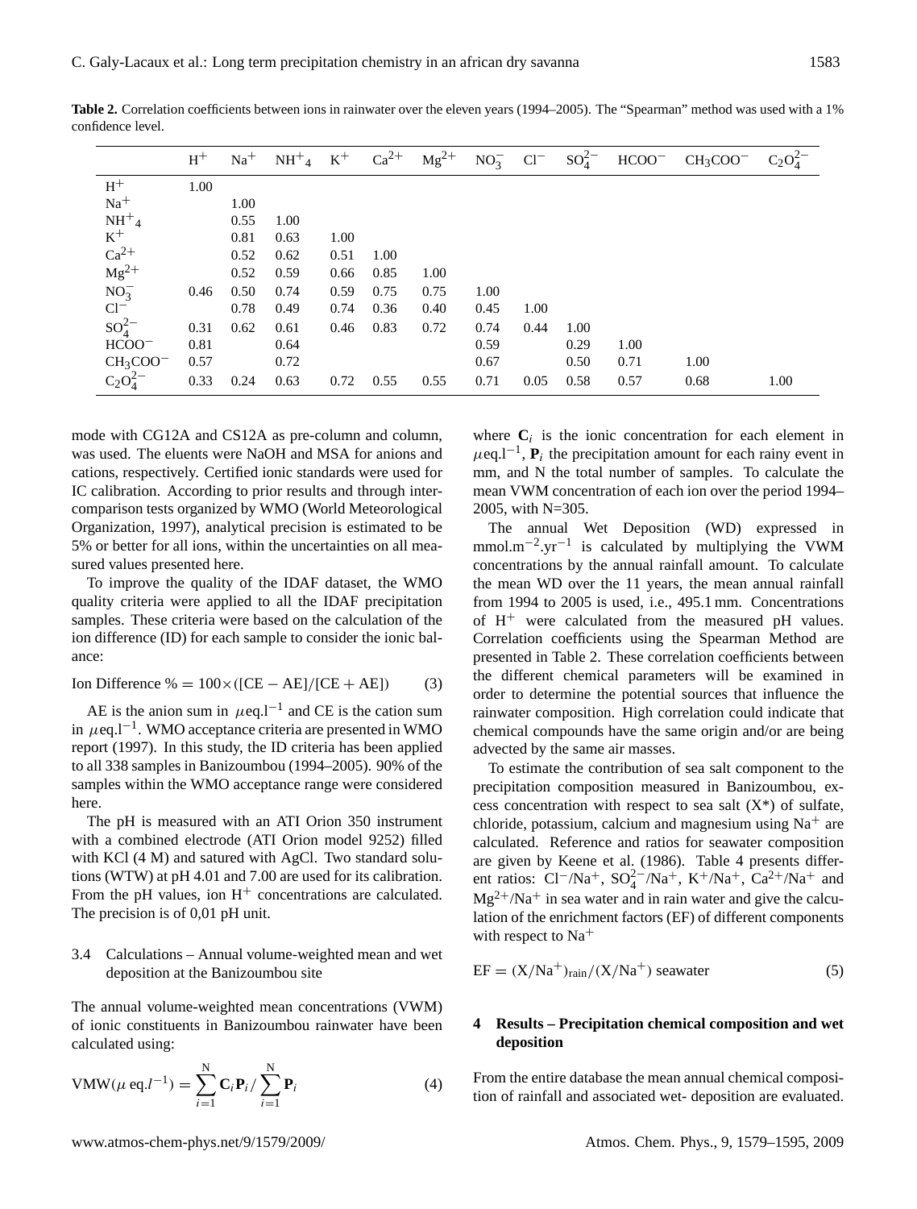**Table 2.** Correlation coefficients between ions in rainwater over the eleven years (1994–2005). The "Spearman" method was used with a 1% confidence level.

| | $H^+$ | $Na^+$ | $NH^+_4$ | $K^+$ | $Ca^{2+}$ | $Mg^{2+}$ | $NO_3^-$ | $Cl^-$ | $SO_4^{2-}$ | $HCOO^-$ | $CH_3COO^-$ | $C_2O_4^{2-}$ |
|---|---|---|---|---|---|---|---|---|---|---|---|---|
| $H^+$ | 1.00 | | | | | | | | | | | |
| $Na^+$ | | 1.00 | | | | | | | | | | |
| $NH^+_4$ | | 0.55 | 1.00 | | | | | | | | | |
| $K^+$ | | 0.81 | 0.63 | 1.00 | | | | | | | | |
| $Ca^{2+}$ | | 0.52 | 0.62 | 0.51 | 1.00 | | | | | | | |
| $Mg^{2+}$ | | 0.52 | 0.59 | 0.66 | 0.85 | 1.00 | | | | | | |
| $NO_3^-$ | 0.46 | 0.50 | 0.74 | 0.59 | 0.75 | 0.75 | 1.00 | | | | | |
| $Cl^-$ | | 0.78 | 0.49 | 0.74 | 0.36 | 0.40 | 0.45 | 1.00 | | | | |
| $SO_4^{2-}$ | 0.31 | 0.62 | 0.61 | 0.46 | 0.83 | 0.72 | 0.74 | 0.44 | 1.00 | | | |
| $HCOO^-$ | 0.81 | | 0.64 | | | | 0.59 | | 0.29 | 1.00 | | |
| $CH_3COO^-$ | 0.57 | | 0.72 | | | | 0.67 | | 0.50 | 0.71 | 1.00 | |
| $C_2O_4^{2-}$ | 0.33 | 0.24 | 0.63 | 0.72 | 0.55 | 0.55 | 0.71 | 0.05 | 0.58 | 0.57 | 0.68 | 1.00 |

mode with CG12A and CS12A as pre-column and column, was used. The eluents were NaOH and MSA for anions and cations, respectively. Certified ionic standards were used for IC calibration. According to prior results and through intercomparison tests organized by WMO (World Meteorological Organization, 1997), analytical precision is estimated to be 5% or better for all ions, within the uncertainties on all measured values presented here.

To improve the quality of the IDAF dataset, the WMO quality criteria were applied to all the IDAF precipitation samples. These criteria were based on the calculation of the ion difference (ID) for each sample to consider the ionic balance:

$$\text{Ion Difference \%} = 100\times([\text{CE} - \text{AE}]/[\text{CE} + \text{AE}]) \tag{3}$$

AE is the anion sum in $\mu$eq.l$^{-1}$ and CE is the cation sum in $\mu$eq.l$^{-1}$. WMO acceptance criteria are presented in WMO report (1997). In this study, the ID criteria has been applied to all 338 samples in Banizoumbou (1994–2005). 90% of the samples within the WMO acceptance range were considered here.

The pH is measured with an ATI Orion 350 instrument with a combined electrode (ATI Orion model 9252) filled with KCl (4 M) and satured with AgCl. Two standard solutions (WTW) at pH 4.01 and 7.00 are used for its calibration. From the pH values, ion $H^+$ concentrations are calculated. The precision is of 0,01 pH unit.

### 3.4 Calculations – Annual volume-weighted mean and wet deposition at the Banizoumbou site

The annual volume-weighted mean concentrations (VWM) of ionic constituents in Banizoumbou rainwater have been calculated using:

$$\text{VMW}(\mu\,\text{eq}.l^{-1}) = \sum_{i=1}^{N} \mathbf{C}_i \mathbf{P}_i / \sum_{i=1}^{N} \mathbf{P}_i \tag{4}$$

where $\mathbf{C}_i$ is the ionic concentration for each element in $\mu$eq.l$^{-1}$, $\mathbf{P}_i$ the precipitation amount for each rainy event in mm, and N the total number of samples. To calculate the mean VWM concentration of each ion over the period 1994–2005, with N=305.

The annual Wet Deposition (WD) expressed in mmol.m$^{-2}$.yr$^{-1}$ is calculated by multiplying the VWM concentrations by the annual rainfall amount. To calculate the mean WD over the 11 years, the mean annual rainfall from 1994 to 2005 is used, i.e., 495.1 mm. Concentrations of $H^+$ were calculated from the measured pH values. Correlation coefficients using the Spearman Method are presented in Table 2. These correlation coefficients between the different chemical parameters will be examined in order to determine the potential sources that influence the rainwater composition. High correlation could indicate that chemical compounds have the same origin and/or are being advected by the same air masses.

To estimate the contribution of sea salt component to the precipitation composition measured in Banizoumbou, excess concentration with respect to sea salt (X*) of sulfate, chloride, potassium, calcium and magnesium using $Na^+$ are calculated. Reference and ratios for seawater composition are given by Keene et al. (1986). Table 4 presents different ratios: $Cl^-/Na^+$, $SO_4^{2-}/Na^+$, $K^+/Na^+$, $Ca^{2+}/Na^+$ and $Mg^{2+}/Na^+$ in sea water and in rain water and give the calculation of the enrichment factors (EF) of different components with respect to $Na^+$

$$\text{EF} = (\text{X}/\text{Na}^+)_{\text{rain}}/(\text{X}/\text{Na}^+)\ \text{seawater} \tag{5}$$

## 4 Results – Precipitation chemical composition and wet deposition

From the entire database the mean annual chemical composition of rainfall and associated wet- deposition are evaluated.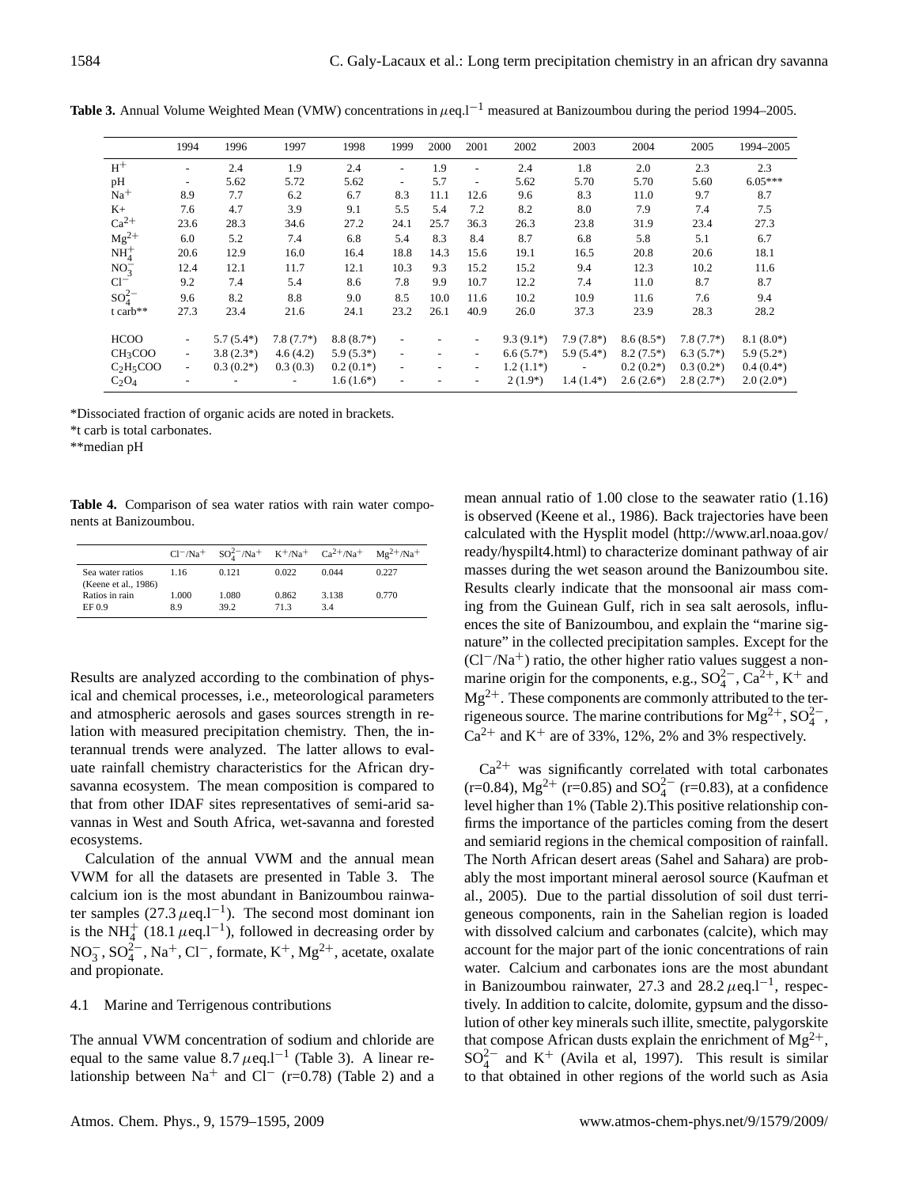**Table 3.** Annual Volume Weighted Mean (VMW) concentrations in $\mu$eq.l$^{-1}$ measured at Banizoumbou during the period 1994–2005.

| | 1994 | 1996 | 1997 | 1998 | 1999 | 2000 | 2001 | 2002 | 2003 | 2004 | 2005 | 1994–2005 |
|---|---|---|---|---|---|---|---|---|---|---|---|---|
| $H^+$ | - | 2.4 | 1.9 | 2.4 | - | 1.9 | - | 2.4 | 1.8 | 2.0 | 2.3 | 2.3 |
| pH | - | 5.62 | 5.72 | 5.62 | - | 5.7 | - | 5.62 | 5.70 | 5.70 | 5.60 | 6.05*** |
| $Na^+$ | 8.9 | 7.7 | 6.2 | 6.7 | 8.3 | 11.1 | 12.6 | 9.6 | 8.3 | 11.0 | 9.7 | 8.7 |
| K+ | 7.6 | 4.7 | 3.9 | 9.1 | 5.5 | 5.4 | 7.2 | 8.2 | 8.0 | 7.9 | 7.4 | 7.5 |
| $Ca^{2+}$ | 23.6 | 28.3 | 34.6 | 27.2 | 24.1 | 25.7 | 36.3 | 26.3 | 23.8 | 31.9 | 23.4 | 27.3 |
| $Mg^{2+}$ | 6.0 | 5.2 | 7.4 | 6.8 | 5.4 | 8.3 | 8.4 | 8.7 | 6.8 | 5.8 | 5.1 | 6.7 |
| $NH_4^+$ | 20.6 | 12.9 | 16.0 | 16.4 | 18.8 | 14.3 | 15.6 | 19.1 | 16.5 | 20.8 | 20.6 | 18.1 |
| $NO_3^-$ | 12.4 | 12.1 | 11.7 | 12.1 | 10.3 | 9.3 | 15.2 | 15.2 | 9.4 | 12.3 | 10.2 | 11.6 |
| $Cl^-$ | 9.2 | 7.4 | 5.4 | 8.6 | 7.8 | 9.9 | 10.7 | 12.2 | 7.4 | 11.0 | 8.7 | 8.7 |
| $SO_4^{2-}$ | 9.6 | 8.2 | 8.8 | 9.0 | 8.5 | 10.0 | 11.6 | 10.2 | 10.9 | 11.6 | 7.6 | 9.4 |
| t carb** | 27.3 | 23.4 | 21.6 | 24.1 | 23.2 | 26.1 | 40.9 | 26.0 | 37.3 | 23.9 | 28.3 | 28.2 |
| HCOO | - | 5.7 (5.4*) | 7.8 (7.7*) | 8.8 (8.7*) | - | - | - | 9.3 (9.1*) | 7.9 (7.8*) | 8.6 (8.5*) | 7.8 (7.7*) | 8.1 (8.0*) |
| $CH_3COO$ | - | 3.8 (2.3*) | 4.6 (4.2) | 5.9 (5.3*) | - | - | - | 6.6 (5.7*) | 5.9 (5.4*) | 8.2 (7.5*) | 6.3 (5.7*) | 5.9 (5.2*) |
| $C_2H_5COO$ | - | 0.3 (0.2*) | 0.3 (0.3) | 0.2 (0.1*) | - | - | - | 1.2 (1.1*) | - | 0.2 (0.2*) | 0.3 (0.2*) | 0.4 (0.4*) |
| $C_2O_4$ | - | - | - | 1.6 (1.6*) | - | - | - | 2 (1.9*) | 1.4 (1.4*) | 2.6 (2.6*) | 2.8 (2.7*) | 2.0 (2.0*) |

*Dissociated fraction of organic acids are noted in brackets.

*t carb is total carbonates.

**median pH

**Table 4.** Comparison of sea water ratios with rain water components at Banizoumbou.

| | $Cl^-/Na^+$ | $SO_4^{2-}/Na^+$ | $K^+/Na^+$ | $Ca^{2+}/Na^+$ | $Mg^{2+}/Na^+$ |
|---|---|---|---|---|---|
| Sea water ratios (Keene et al., 1986) | 1.16 | 0.121 | 0.022 | 0.044 | 0.227 |
| Ratios in rain | 1.000 | 1.080 | 0.862 | 3.138 | 0.770 |
| EF 0.9 | 8.9 | 39.2 | 71.3 | 3.4 | |

Results are analyzed according to the combination of physical and chemical processes, i.e., meteorological parameters and atmospheric aerosols and gases sources strength in relation with measured precipitation chemistry. Then, the interannual trends were analyzed. The latter allows to evaluate rainfall chemistry characteristics for the African dry-savanna ecosystem. The mean composition is compared to that from other IDAF sites representatives of semi-arid savannas in West and South Africa, wet-savanna and forested ecosystems.

Calculation of the annual VWM and the annual mean VWM for all the datasets are presented in Table 3. The calcium ion is the most abundant in Banizoumbou rainwater samples (27.3 $\mu$eq.l$^{-1}$). The second most dominant ion is the $NH_4^+$ (18.1 $\mu$eq.l$^{-1}$), followed in decreasing order by $NO_3^-$, $SO_4^{2-}$, $Na^+$, $Cl^-$, formate, $K^+$, $Mg^{2+}$, acetate, oxalate and propionate.

### 4.1 Marine and Terrigenous contributions

The annual VWM concentration of sodium and chloride are equal to the same value 8.7 $\mu$eq.l$^{-1}$ (Table 3). A linear relationship between $Na^+$ and $Cl^-$ (r=0.78) (Table 2) and a mean annual ratio of 1.00 close to the seawater ratio (1.16) is observed (Keene et al., 1986). Back trajectories have been calculated with the Hysplit model (http://www.arl.noaa.gov/ready/hyspilt4.html) to characterize dominant pathway of air masses during the wet season around the Banizoumbou site. Results clearly indicate that the monsoonal air mass coming from the Guinean Gulf, rich in sea salt aerosols, influences the site of Banizoumbou, and explain the "marine signature" in the collected precipitation samples. Except for the ($Cl^-/Na^+$) ratio, the other higher ratio values suggest a non-marine origin for the components, e.g., $SO_4^{2-}$, $Ca^{2+}$, $K^+$ and $Mg^{2+}$. These components are commonly attributed to the terrigeneous source. The marine contributions for $Mg^{2+}$, $SO_4^{2-}$, $Ca^{2+}$ and $K^+$ are of 33%, 12%, 2% and 3% respectively.

$Ca^{2+}$ was significantly correlated with total carbonates (r=0.84), $Mg^{2+}$ (r=0.85) and $SO_4^{2-}$ (r=0.83), at a confidence level higher than 1% (Table 2).This positive relationship confirms the importance of the particles coming from the desert and semiarid regions in the chemical composition of rainfall. The North African desert areas (Sahel and Sahara) are probably the most important mineral aerosol source (Kaufman et al., 2005). Due to the partial dissolution of soil dust terrigeneous components, rain in the Sahelian region is loaded with dissolved calcium and carbonates (calcite), which may account for the major part of the ionic concentrations of rain water. Calcium and carbonates ions are the most abundant in Banizoumbou rainwater, 27.3 and 28.2 $\mu$eq.l$^{-1}$, respectively. In addition to calcite, dolomite, gypsum and the dissolution of other key minerals such illite, smectite, palygorskite that compose African dusts explain the enrichment of $Mg^{2+}$, $SO_4^{2-}$ and $K^+$ (Avila et al, 1997). This result is similar to that obtained in other regions of the world such as Asia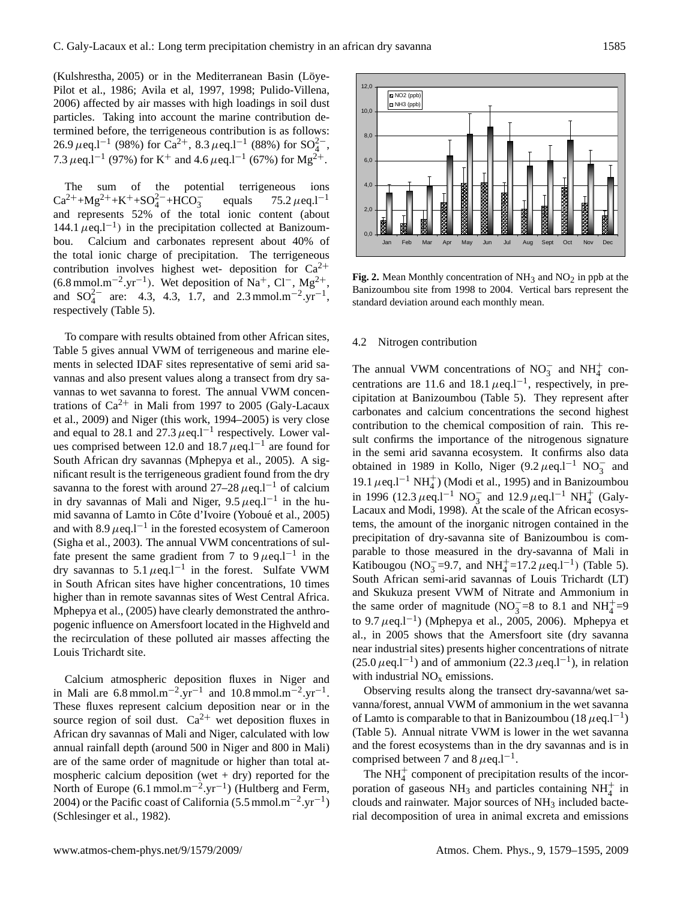(Kulshrestha, 2005) or in the Mediterranean Basin (Löye-Pilot et al., 1986; Avila et al, 1997, 1998; Pulido-Villena, 2006) affected by air masses with high loadings in soil dust particles. Taking into account the marine contribution determined before, the terrigeneous contribution is as follows: 26.9 $\mu$eq.l$^{-1}$ (98%) for $Ca^{2+}$, 8.3 $\mu$eq.l$^{-1}$ (88%) for $SO_4^{2-}$, 7.3 $\mu$eq.l$^{-1}$ (97%) for $K^+$ and 4.6 $\mu$eq.l$^{-1}$ (67%) for $Mg^{2+}$.

The sum of the potential terrigeneous ions $Ca^{2+}$+$Mg^{2+}$+$K^+$+$SO_4^{2-}$+$HCO_3^-$ equals 75.2 $\mu$eq.l$^{-1}$ and represents 52% of the total ionic content (about 144.1 $\mu$eq.l$^{-1}$) in the precipitation collected at Banizoumbou. Calcium and carbonates represent about 40% of the total ionic charge of precipitation. The terrigeneous contribution involves highest wet- deposition for $Ca^{2+}$ (6.8 mmol.m$^{-2}$.yr$^{-1}$). Wet deposition of $Na^+$, $Cl^-$, $Mg^{2+}$, and $SO_4^{2-}$ are: 4.3, 4.3, 1.7, and 2.3 mmol.m$^{-2}$.yr$^{-1}$, respectively (Table 5).

To compare with results obtained from other African sites, Table 5 gives annual VWM of terrigeneous and marine elements in selected IDAF sites representative of semi arid savannas and also present values along a transect from dry savannas to wet savanna to forest. The annual VWM concentrations of $Ca^{2+}$ in Mali from 1997 to 2005 (Galy-Lacaux et al., 2009) and Niger (this work, 1994–2005) is very close and equal to 28.1 and 27.3 $\mu$eq.l$^{-1}$ respectively. Lower values comprised between 12.0 and 18.7 $\mu$eq.l$^{-1}$ are found for South African dry savannas (Mphepya et al., 2005). A significant result is the terrigeneous gradient found from the dry savanna to the forest with around 27–28 $\mu$eq.l$^{-1}$ of calcium in dry savannas of Mali and Niger, 9.5 $\mu$eq.l$^{-1}$ in the humid savanna of Lamto in Côte d'Ivoire (Yoboué et al., 2005) and with 8.9 $\mu$eq.l$^{-1}$ in the forested ecosystem of Cameroon (Sigha et al., 2003). The annual VWM concentrations of sulfate present the same gradient from 7 to 9 $\mu$eq.l$^{-1}$ in the dry savannas to 5.1 $\mu$eq.l$^{-1}$ in the forest. Sulfate VWM in South African sites have higher concentrations, 10 times higher than in remote savannas sites of West Central Africa. Mphepya et al., (2005) have clearly demonstrated the anthropogenic influence on Amersfoort located in the Highveld and the recirculation of these polluted air masses affecting the Louis Trichardt site.

Calcium atmospheric deposition fluxes in Niger and in Mali are 6.8 mmol.m$^{-2}$.yr$^{-1}$ and 10.8 mmol.m$^{-2}$.yr$^{-1}$. These fluxes represent calcium deposition near or in the source region of soil dust. $Ca^{2+}$ wet deposition fluxes in African dry savannas of Mali and Niger, calculated with low annual rainfall depth (around 500 in Niger and 800 in Mali) are of the same order of magnitude or higher than total atmospheric calcium deposition (wet + dry) reported for the North of Europe (6.1 mmol.m$^{-2}$.yr$^{-1}$) (Hultberg and Ferm, 2004) or the Pacific coast of California (5.5 mmol.m$^{-2}$.yr$^{-1}$) (Schlesinger et al., 1982).

**Fig. 2.** Mean Monthly concentration of $NH_3$ and $NO_2$ in ppb at the Banizoumbou site from 1998 to 2004. Vertical bars represent the standard deviation around each monthly mean.

### 4.2 Nitrogen contribution

The annual VWM concentrations of $NO_3^-$ and $NH_4^+$ concentrations are 11.6 and 18.1 $\mu$eq.l$^{-1}$, respectively, in precipitation at Banizoumbou (Table 5). They represent after carbonates and calcium concentrations the second highest contribution to the chemical composition of rain. This result confirms the importance of the nitrogenous signature in the semi arid savanna ecosystem. It confirms also data obtained in 1989 in Kollo, Niger (9.2 $\mu$eq.l$^{-1}$ $NO_3^-$ and 19.1 $\mu$eq.l$^{-1}$ $NH_4^+$) (Modi et al., 1995) and in Banizoumbou in 1996 (12.3 $\mu$eq.l$^{-1}$ $NO_3^-$ and 12.9 $\mu$eq.l$^{-1}$ $NH_4^+$ (Galy-Lacaux and Modi, 1998). At the scale of the African ecosystems, the amount of the inorganic nitrogen contained in the precipitation of dry-savanna site of Banizoumbou is comparable to those measured in the dry-savanna of Mali in Katibougou ($NO_3^-$=9.7, and $NH_4^+$=17.2 $\mu$eq.l$^{-1}$) (Table 5). South African semi-arid savannas of Louis Trichardt (LT) and Skukuza present VWM of Nitrate and Ammonium in the same order of magnitude ($NO_3^-$=8 to 8.1 and $NH_4^+$=9 to 9.7 $\mu$eq.l$^{-1}$) (Mphepya et al., 2005, 2006). Mphepya et al., in 2005 shows that the Amersfoort site (dry savanna near industrial sites) presents higher concentrations of nitrate (25.0 $\mu$eq.l$^{-1}$) and of ammonium (22.3 $\mu$eq.l$^{-1}$), in relation with industrial $NO_x$ emissions.

Observing results along the transect dry-savanna/wet savanna/forest, annual VWM of ammonium in the wet savanna of Lamto is comparable to that in Banizoumbou (18 $\mu$eq.l$^{-1}$) (Table 5). Annual nitrate VWM is lower in the wet savanna and the forest ecosystems than in the dry savannas and is in comprised between 7 and 8 $\mu$eq.l$^{-1}$.

The $NH_4^+$ component of precipitation results of the incorporation of gaseous $NH_3$ and particles containing $NH_4^+$ in clouds and rainwater. Major sources of $NH_3$ included bacterial decomposition of urea in animal excreta and emissions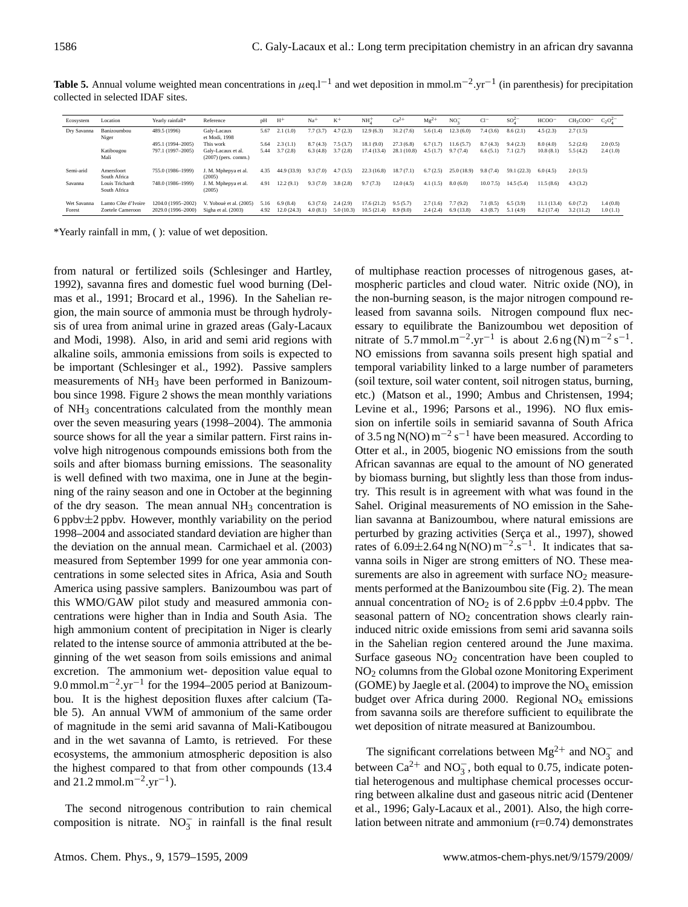**Table 5.** Annual volume weighted mean concentrations in $\mu$eq.l$^{-1}$ and wet deposition in mmol.m$^{-2}$.yr$^{-1}$ (in parenthesis) for precipitation collected in selected IDAF sites.

| Ecosystem | Location | Yearly rainfall* | Reference | pH | $H^+$ | $Na^+$ | $K^+$ | $NH_4^+$ | $Ca^{2+}$ | $Mg^{2+}$ | $NO_3^-$ | $Cl^-$ | $SO_4^{2-}$ | $HCOO^-$ | $CH_3COO^-$ | $C_2O_4^{2-}$ |
|---|---|---|---|---|---|---|---|---|---|---|---|---|---|---|---|---|
| Dry Savanna | Banizoumbou Niger | 489.5 (1996) | Galy-Lacaux et Modi, 1998 | 5.67 | 2.1 (1.0) | 7.7 (3.7) | 4.7 (2.3) | 12.9 (6.3) | 31.2 (7.6) | 5.6 (1.4) | 12.3 (6.0) | 7.4 (3.6) | 8.6 (2.1) | 4.5 (2.3) | 2.7 (1.5) | |
| | | 495.1 (1994–2005) | This work | 5.64 | 2.3 (1.1) | 8.7 (4.3) | 7.5 (3.7) | 18.1 (9.0) | 27.3 (6.8) | 6.7 (1.7) | 11.6 (5.7) | 8.7 (4.3) | 9.4 (2.3) | 8.0 (4.0) | 5.2 (2.6) | 2.0 (0.5) |
| | Katibougou Mali | 797.1 (1997–2005) | Galy-Lacaux et al. (2007) (pers. comm.) | 5.44 | 3.7 (2.8) | 6.3 (4.8) | 3.7 (2.8) | 17.4 (13.4) | 28.1 (10.8) | 4.5 (1.7) | 9.7 (7.4) | 6.6 (5.1) | 7.1 (2.7) | 10.8 (8.1) | 5.5 (4.2) | 2.4 (1.0) |
| Semi-arid | Amersfoort South Africa | 755.0 (1986–1999) | J. M. Mphepya et al. (2005) | 4.35 | 44.9 (33.9) | 9.3 (7.0) | 4.7 (3.5) | 22.3 (16.8) | 18.7 (7.1) | 6.7 (2.5) | 25.0 (18.9) | 9.8 (7.4) | 59.1 (22.3) | 6.0 (4.5) | 2.0 (1.5) | |
| Savanna | Louis Trichardt South Africa | 748.0 (1986–1999) | J. M. Mphepya et al. (2005) | 4.91 | 12.2 (9.1) | 9.3 (7.0) | 3.8 (2.8) | 9.7 (7.3) | 12.0 (4.5) | 4.1 (1.5) | 8.0 (6.0) | 10.0 7.5) | 14.5 (5.4) | 11.5 (8.6) | 4.3 (3.2) | |
| Wet Savanna | Lamto Côte d'Ivoire | 1204.0 (1995–2002) | V. Yoboué et al. (2005) | 5.16 | 6.9 (8.4) | 6.3 (7.6) | 2.4 (2.9) | 17.6 (21.2) | 9.5 (5.7) | 2.7 (1.6) | 7.7 (9.2) | 7.1 (8.5) | 6.5 (3.9) | 11.1 (13.4) | 6.0 (7.2) | 1.4 (0.8) |
| Forest | Zoetele Cameroon | 2029.0 (1996–2000) | Sigha et al. (2003) | 4.92 | 12.0 (24.3) | 4.0 (8.1) | 5.0 (10.3) | 10.5 (21.4) | 8.9 (9.0) | 2.4 (2.4) | 6.9 (13.8) | 4.3 (8.7) | 5.1 (4.9) | 8.2 (17.4) | 3.2 (11.2) | 1.0 (1.1) |

*Yearly rainfall in mm, ( ): value of wet deposition.

from natural or fertilized soils (Schlesinger and Hartley, 1992), savanna fires and domestic fuel wood burning (Delmas et al., 1991; Brocard et al., 1996). In the Sahelian region, the main source of ammonia must be through hydrolysis of urea from animal urine in grazed areas (Galy-Lacaux and Modi, 1998). Also, in arid and semi arid regions with alkaline soils, ammonia emissions from soils is expected to be important (Schlesinger et al., 1992). Passive samplers measurements of $NH_3$ have been performed in Banizoumbou since 1998. Figure 2 shows the mean monthly variations of $NH_3$ concentrations calculated from the monthly mean over the seven measuring years (1998–2004). The ammonia source shows for all the year a similar pattern. First rains involve high nitrogenous compounds emissions both from the soils and after biomass burning emissions. The seasonality is well defined with two maxima, one in June at the beginning of the rainy season and one in October at the beginning of the dry season. The mean annual $NH_3$ concentration is 6 ppbv±2 ppbv. However, monthly variability on the period 1998–2004 and associated standard deviation are higher than the deviation on the annual mean. Carmichael et al. (2003) measured from September 1999 for one year ammonia concentrations in some selected sites in Africa, Asia and South America using passive samplers. Banizoumbou was part of this WMO/GAW pilot study and measured ammonia concentrations were higher than in India and South Asia. The high ammonium content of precipitation in Niger is clearly related to the intense source of ammonia attributed at the beginning of the wet season from soils emissions and animal excretion. The ammonium wet- deposition value equal to 9.0 mmol.m$^{-2}$.yr$^{-1}$ for the 1994–2005 period at Banizoumbou. It is the highest deposition fluxes after calcium (Table 5). An annual VWM of ammonium of the same order of magnitude in the semi arid savanna of Mali-Katibougou and in the wet savanna of Lamto, is retrieved. For these ecosystems, the ammonium atmospheric deposition is also the highest compared to that from other compounds (13.4 and 21.2 mmol.m$^{-2}$.yr$^{-1}$).

The second nitrogenous contribution to rain chemical composition is nitrate. $NO_3^-$ in rainfall is the final result of multiphase reaction processes of nitrogenous gases, atmospheric particles and cloud water. Nitric oxide (NO), in the non-burning season, is the major nitrogen compound released from savanna soils. Nitrogen compound flux necessary to equilibrate the Banizoumbou wet deposition of nitrate of 5.7 mmol.m$^{-2}$.yr$^{-1}$ is about 2.6 ng (N) m$^{-2}$ s$^{-1}$. NO emissions from savanna soils present high spatial and temporal variability linked to a large number of parameters (soil texture, soil water content, soil nitrogen status, burning, etc.) (Matson et al., 1990; Ambus and Christensen, 1994; Levine et al., 1996; Parsons et al., 1996). NO flux emission on infertile soils in semiarid savanna of South Africa of 3.5 ng N(NO) m$^{-2}$ s$^{-1}$ have been measured. According to Otter et al., in 2005, biogenic NO emissions from the south African savannas are equal to the amount of NO generated by biomass burning, but slightly less than those from industry. This result is in agreement with what was found in the Sahel. Original measurements of NO emission in the Sahelian savanna at Banizoumbou, where natural emissions are perturbed by grazing activities (Serça et al., 1997), showed rates of 6.09±2.64 ng N(NO) m$^{-2}$.s$^{-1}$. It indicates that savanna soils in Niger are strong emitters of NO. These measurements are also in agreement with surface $NO_2$ measurements performed at the Banizoumbou site (Fig. 2). The mean annual concentration of $NO_2$ is of 2.6 ppbv ±0.4 ppbv. The seasonal pattern of $NO_2$ concentration shows clearly rain-induced nitric oxide emissions from semi arid savanna soils in the Sahelian region centered around the June maxima. Surface gaseous $NO_2$ concentration have been coupled to $NO_2$ columns from the Global ozone Monitoring Experiment (GOME) by Jaegle et al. (2004) to improve the $NO_x$ emission budget over Africa during 2000. Regional $NO_x$ emissions from savanna soils are therefore sufficient to equilibrate the wet deposition of nitrate measured at Banizoumbou.

The significant correlations between $Mg^{2+}$ and $NO_3^-$ and between $Ca^{2+}$ and $NO_3^-$, both equal to 0.75, indicate potential heterogeneous and multiphase chemical processes occurring between alkaline dust and gaseous nitric acid (Dentener et al., 1996; Galy-Lacaux et al., 2001). Also, the high correlation between nitrate and ammonium (r=0.74) demonstrates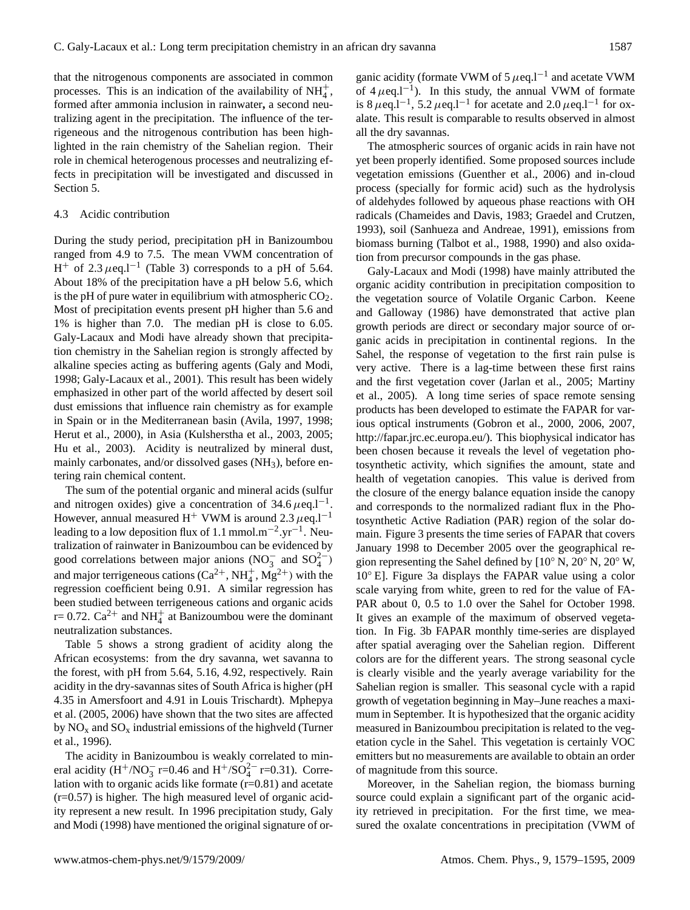that the nitrogenous components are associated in common processes. This is an indication of the availability of $NH_4^+$, formed after ammonia inclusion in rainwater**,** a second neutralizing agent in the precipitation. The influence of the terrigeneous and the nitrogenous contribution has been highlighted in the rain chemistry of the Sahelian region. Their role in chemical heterogenous processes and neutralizing effects in precipitation will be investigated and discussed in Section 5.

### 4.3 Acidic contribution

During the study period, precipitation pH in Banizoumbou ranged from 4.9 to 7.5. The mean VWM concentration of $H^+$ of 2.3 $\mu$eq.l$^{-1}$ (Table 3) corresponds to a pH of 5.64. About 18% of the precipitation have a pH below 5.6, which is the pH of pure water in equilibrium with atmospheric $CO_2$. Most of precipitation events present pH higher than 5.6 and 1% is higher than 7.0. The median pH is close to 6.05. Galy-Lacaux and Modi have already shown that precipitation chemistry in the Sahelian region is strongly affected by alkaline species acting as buffering agents (Galy and Modi, 1998; Galy-Lacaux et al., 2001). This result has been widely emphasized in other part of the world affected by desert soil dust emissions that influence rain chemistry as for example in Spain or in the Mediterranean basin (Avila, 1997, 1998; Herut et al., 2000), in Asia (Kulsherstha et al., 2003, 2005; Hu et al., 2003). Acidity is neutralized by mineral dust, mainly carbonates, and/or dissolved gases ($NH_3$), before entering rain chemical content.

The sum of the potential organic and mineral acids (sulfur and nitrogen oxides) give a concentration of 34.6 $\mu$eq.l$^{-1}$. However, annual measured $H^+$ VWM is around 2.3 $\mu$eq.l$^{-1}$ leading to a low deposition flux of 1.1 mmol.m$^{-2}$.yr$^{-1}$. Neutralization of rainwater in Banizoumbou can be evidenced by good correlations between major anions ($NO_3^-$ and $SO_4^{2-}$) and major terrigeneous cations ($Ca^{2+}$, $NH_4^+$, $Mg^{2+}$) with the regression coefficient being 0.91. A similar regression has been studied between terrigeneous cations and organic acids r= 0.72. $Ca^{2+}$ and $NH_4^+$ at Banizoumbou were the dominant neutralization substances.

Table 5 shows a strong gradient of acidity along the African ecosystems: from the dry savanna, wet savanna to the forest, with pH from 5.64, 5.16, 4.92, respectively. Rain acidity in the dry-savannas sites of South Africa is higher (pH 4.35 in Amersfoort and 4.91 in Louis Trischardt). Mphepya et al. (2005, 2006) have shown that the two sites are affected by $NO_x$ and $SO_x$ industrial emissions of the highveld (Turner et al., 1996).

The acidity in Banizoumbou is weakly correlated to mineral acidity ($H^+/NO_3^-$ r=0.46 and $H^+/SO_4^{2-}$ r=0.31). Correlation with to organic acids like formate (r=0.81) and acetate (r=0.57) is higher. The high measured level of organic acidity represent a new result. In 1996 precipitation study, Galy and Modi (1998) have mentioned the original signature of organic acidity (formate VWM of 5 $\mu$eq.l$^{-1}$ and acetate VWM of 4 $\mu$eq.l$^{-1}$). In this study, the annual VWM of formate is 8 $\mu$eq.l$^{-1}$, 5.2 $\mu$eq.l$^{-1}$ for acetate and 2.0 $\mu$eq.l$^{-1}$ for oxalate. This result is comparable to results observed in almost all the dry savannas.

The atmospheric sources of organic acids in rain have not yet been properly identified. Some proposed sources include vegetation emissions (Guenther et al., 2006) and in-cloud process (specially for formic acid) such as the hydrolysis of aldehydes followed by aqueous phase reactions with OH radicals (Chameides and Davis, 1983; Graedel and Crutzen, 1993), soil (Sanhueza and Andreae, 1991), emissions from biomass burning (Talbot et al., 1988, 1990) and also oxidation from precursor compounds in the gas phase.

Galy-Lacaux and Modi (1998) have mainly attributed the organic acidity contribution in precipitation composition to the vegetation source of Volatile Organic Carbon. Keene and Galloway (1986) have demonstrated that active plan growth periods are direct or secondary major source of organic acids in precipitation in continental regions. In the Sahel, the response of vegetation to the first rain pulse is very active. There is a lag-time between these first rains and the first vegetation cover (Jarlan et al., 2005; Martiny et al., 2005). A long time series of space remote sensing products has been developed to estimate the FAPAR for various optical instruments (Gobron et al., 2000, 2006, 2007, http://fapar.jrc.ec.europa.eu/). This biophysical indicator has been chosen because it reveals the level of vegetation photosynthetic activity, which signifies the amount, state and health of vegetation canopies. This value is derived from the closure of the energy balance equation inside the canopy and corresponds to the normalized radiant flux in the Photosynthetic Active Radiation (PAR) region of the solar domain. Figure 3 presents the time series of FAPAR that covers January 1998 to December 2005 over the geographical region representing the Sahel defined by [10° N, 20° N, 20° W, 10° E]. Figure 3a displays the FAPAR value using a color scale varying from white, green to red for the value of FAPAR about 0, 0.5 to 1.0 over the Sahel for October 1998. It gives an example of the maximum of observed vegetation. In Fig. 3b FAPAR monthly time-series are displayed after spatial averaging over the Sahelian region. Different colors are for the different years. The strong seasonal cycle is clearly visible and the yearly average variability for the Sahelian region is smaller. This seasonal cycle with a rapid growth of vegetation beginning in May–June reaches a maximum in September. It is hypothesized that the organic acidity measured in Banizoumbou precipitation is related to the vegetation cycle in the Sahel. This vegetation is certainly VOC emitters but no measurements are available to obtain an order of magnitude from this source.

Moreover, in the Sahelian region, the biomass burning source could explain a significant part of the organic acidity retrieved in precipitation. For the first time, we measured the oxalate concentrations in precipitation (VWM of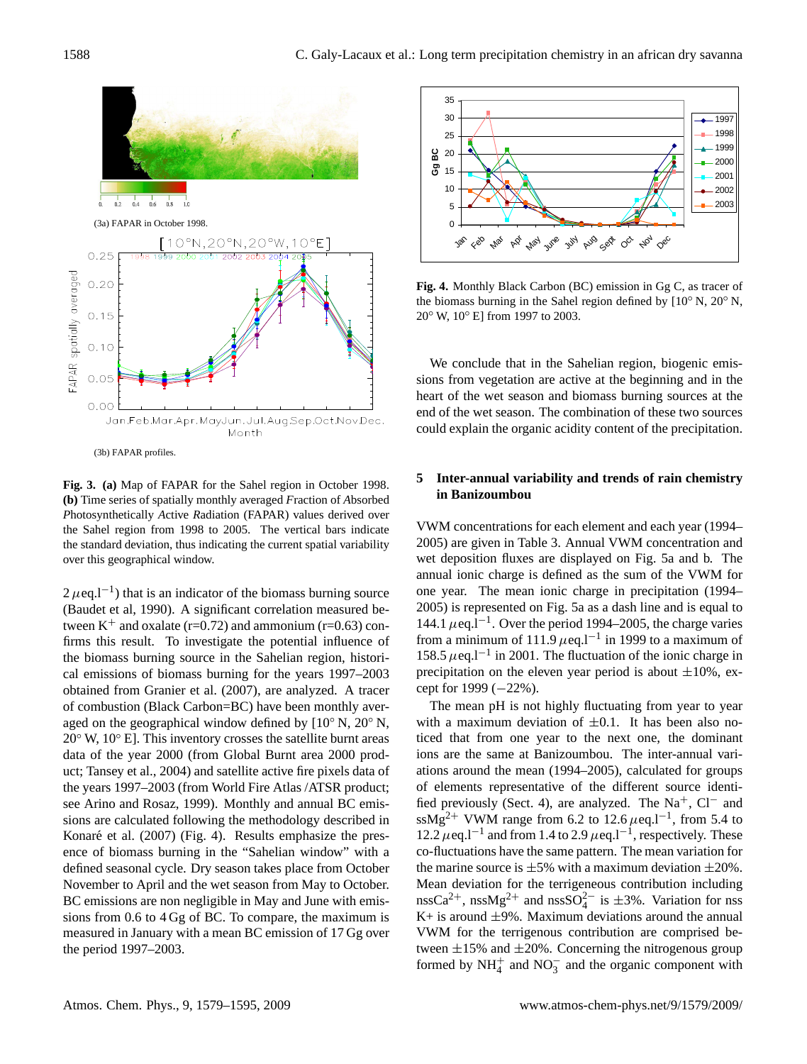(3a) FAPAR in October 1998.

(3b) FAPAR profiles.

**Fig. 3. (a)** Map of FAPAR for the Sahel region in October 1998. **(b)** Time series of spatially monthly averaged *F*raction of *A*bsorbed *P*hotosynthetically *A*ctive *R*adiation (FAPAR) values derived over the Sahel region from 1998 to 2005. The vertical bars indicate the standard deviation, thus indicating the current spatial variability over this geographical window.

$2\,\mu$eq.l$^{-1}$) that is an indicator of the biomass burning source (Baudet et al, 1990). A significant correlation measured between $K^+$ and oxalate (r=0.72) and ammonium (r=0.63) confirms this result. To investigate the potential influence of the biomass burning source in the Sahelian region, historical emissions of biomass burning for the years 1997–2003 obtained from Granier et al. (2007), are analyzed. A tracer of combustion (Black Carbon=BC) have been monthly averaged on the geographical window defined by [10° N, 20° N, 20° W, 10° E]. This inventory crosses the satellite burnt areas data of the year 2000 (from Global Burnt area 2000 product; Tansey et al., 2004) and satellite active fire pixels data of the years 1997–2003 (from World Fire Atlas /ATSR product; see Arino and Rosaz, 1999). Monthly and annual BC emissions are calculated following the methodology described in Konaré et al. (2007) (Fig. 4). Results emphasize the presence of biomass burning in the "Sahelian window" with a defined seasonal cycle. Dry season takes place from October November to April and the wet season from May to October. BC emissions are non negligible in May and June with emissions from 0.6 to 4 Gg of BC. To compare, the maximum is measured in January with a mean BC emission of 17 Gg over the period 1997–2003.

**Fig. 4.** Monthly Black Carbon (BC) emission in Gg C, as tracer of the biomass burning in the Sahel region defined by [10° N, 20° N, 20° W, 10° E] from 1997 to 2003.

We conclude that in the Sahelian region, biogenic emissions from vegetation are active at the beginning and in the heart of the wet season and biomass burning sources at the end of the wet season. The combination of these two sources could explain the organic acidity content of the precipitation.

## 5 Inter-annual variability and trends of rain chemistry in Banizoumbou

VWM concentrations for each element and each year (1994–2005) are given in Table 3. Annual VWM concentration and wet deposition fluxes are displayed on Fig. 5a and b. The annual ionic charge is defined as the sum of the VWM for one year. The mean ionic charge in precipitation (1994–2005) is represented on Fig. 5a as a dash line and is equal to $144.1\,\mu$eq.l$^{-1}$. Over the period 1994–2005, the charge varies from a minimum of $111.9\,\mu$eq.l$^{-1}$ in 1999 to a maximum of $158.5\,\mu$eq.l$^{-1}$ in 2001. The fluctuation of the ionic charge in precipitation on the eleven year period is about ±10%, except for 1999 (−22%).

The mean pH is not highly fluctuating from year to year with a maximum deviation of ±0.1. It has been also noticed that from one year to the next one, the dominant ions are the same at Banizoumbou. The inter-annual variations around the mean (1994–2005), calculated for groups of elements representative of the different source identified previously (Sect. 4), are analyzed. The $Na^+$, $Cl^-$ and $ssMg^{2+}$ VWM range from 6.2 to $12.6\,\mu$eq.l$^{-1}$, from 5.4 to $12.2\,\mu$eq.l$^{-1}$ and from 1.4 to $2.9\,\mu$eq.l$^{-1}$, respectively. These co-fluctuations have the same pattern. The mean variation for the marine source is ±5% with a maximum deviation ±20%. Mean deviation for the terrigeneous contribution including $nssCa^{2+}$, $nssMg^{2+}$ and $nssSO_4^{2-}$ is ±3%. Variation for nss K+ is around ±9%. Maximum deviations around the annual VWM for the terrigenous contribution are comprised between ±15% and ±20%. Concerning the nitrogenous group formed by $NH_4^+$ and $NO_3^-$ and the organic component with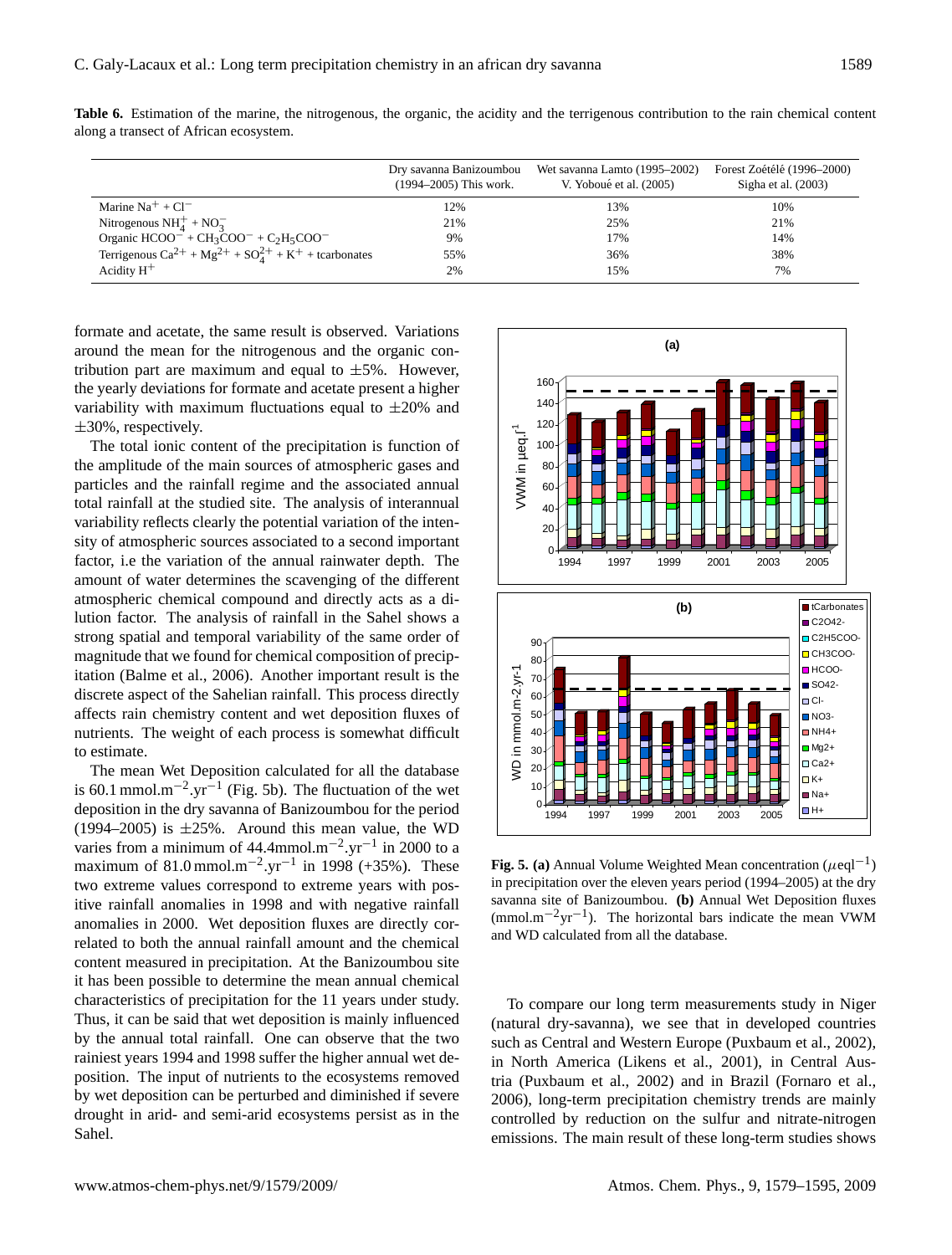**Table 6.** Estimation of the marine, the nitrogenous, the organic, the acidity and the terrigenous contribution to the rain chemical content along a transect of African ecosystem.

| | Dry savanna Banizoumbou (1994–2005) This work. | Wet savanna Lamto (1995–2002) V. Yoboué et al. (2005) | Forest Zoétélé (1996–2000) Sigha et al. (2003) |
|---|---|---|---|
| Marine $Na^{+}$ + $Cl^{-}$ | 12% | 13% | 10% |
| Nitrogenous $NH_4^{+}$ + $NO_3^{-}$ | 21% | 25% | 21% |
| Organic $HCOO^{-}$ + $CH_3COO^{-}$ + $C_2H_5COO^{-}$ | 9% | 17% | 14% |
| Terrigenous $Ca^{2+}$ + $Mg^{2+}$ + $SO_4^{2+}$ + $K^{+}$ + tcarbonates | 55% | 36% | 38% |
| Acidity $H^{+}$ | 2% | 15% | 7% |

formate and acetate, the same result is observed. Variations around the mean for the nitrogenous and the organic contribution part are maximum and equal to ±5%. However, the yearly deviations for formate and acetate present a higher variability with maximum fluctuations equal to ±20% and ±30%, respectively.

The total ionic content of the precipitation is function of the amplitude of the main sources of atmospheric gases and particles and the rainfall regime and the associated annual total rainfall at the studied site. The analysis of interannual variability reflects clearly the potential variation of the intensity of atmospheric sources associated to a second important factor, i.e the variation of the annual rainwater depth. The amount of water determines the scavenging of the different atmospheric chemical compound and directly acts as a dilution factor. The analysis of rainfall in the Sahel shows a strong spatial and temporal variability of the same order of magnitude that we found for chemical composition of precipitation (Balme et al., 2006). Another important result is the discrete aspect of the Sahelian rainfall. This process directly affects rain chemistry content and wet deposition fluxes of nutrients. The weight of each process is somewhat difficult to estimate.

The mean Wet Deposition calculated for all the database is 60.1 $mmol.m^{-2}.yr^{-1}$ (Fig. 5b). The fluctuation of the wet deposition in the dry savanna of Banizoumbou for the period (1994–2005) is ±25%. Around this mean value, the WD varies from a minimum of 44.4 $mmol.m^{-2}.yr^{-1}$ in 2000 to a maximum of 81.0 $mmol.m^{-2}.yr^{-1}$ in 1998 (+35%). These two extreme values correspond to extreme years with positive rainfall anomalies in 1998 and with negative rainfall anomalies in 2000. Wet deposition fluxes are directly correlated to both the annual rainfall amount and the chemical content measured in precipitation. At the Banizoumbou site it has been possible to determine the mean annual chemical characteristics of precipitation for the 11 years under study. Thus, it can be said that wet deposition is mainly influenced by the annual total rainfall. One can observe that the two rainiest years 1994 and 1998 suffer the higher annual wet deposition. The input of nutrients to the ecosystems removed by wet deposition can be perturbed and diminished if severe drought in arid- and semi-arid ecosystems persist as in the Sahel.

**Fig. 5. (a)** Annual Volume Weighted Mean concentration ($\mu eql^{-1}$) in precipitation over the eleven years period (1994–2005) at the dry savanna site of Banizoumbou. **(b)** Annual Wet Deposition fluxes ($mmol.m^{-2}yr^{-1}$). The horizontal bars indicate the mean VWM and WD calculated from all the database.

To compare our long term measurements study in Niger (natural dry-savanna), we see that in developed countries such as Central and Western Europe (Puxbaum et al., 2002), in North America (Likens et al., 2001), in Central Austria (Puxbaum et al., 2002) and in Brazil (Fornaro et al., 2006), long-term precipitation chemistry trends are mainly controlled by reduction on the sulfur and nitrate-nitrogen emissions. The main result of these long-term studies shows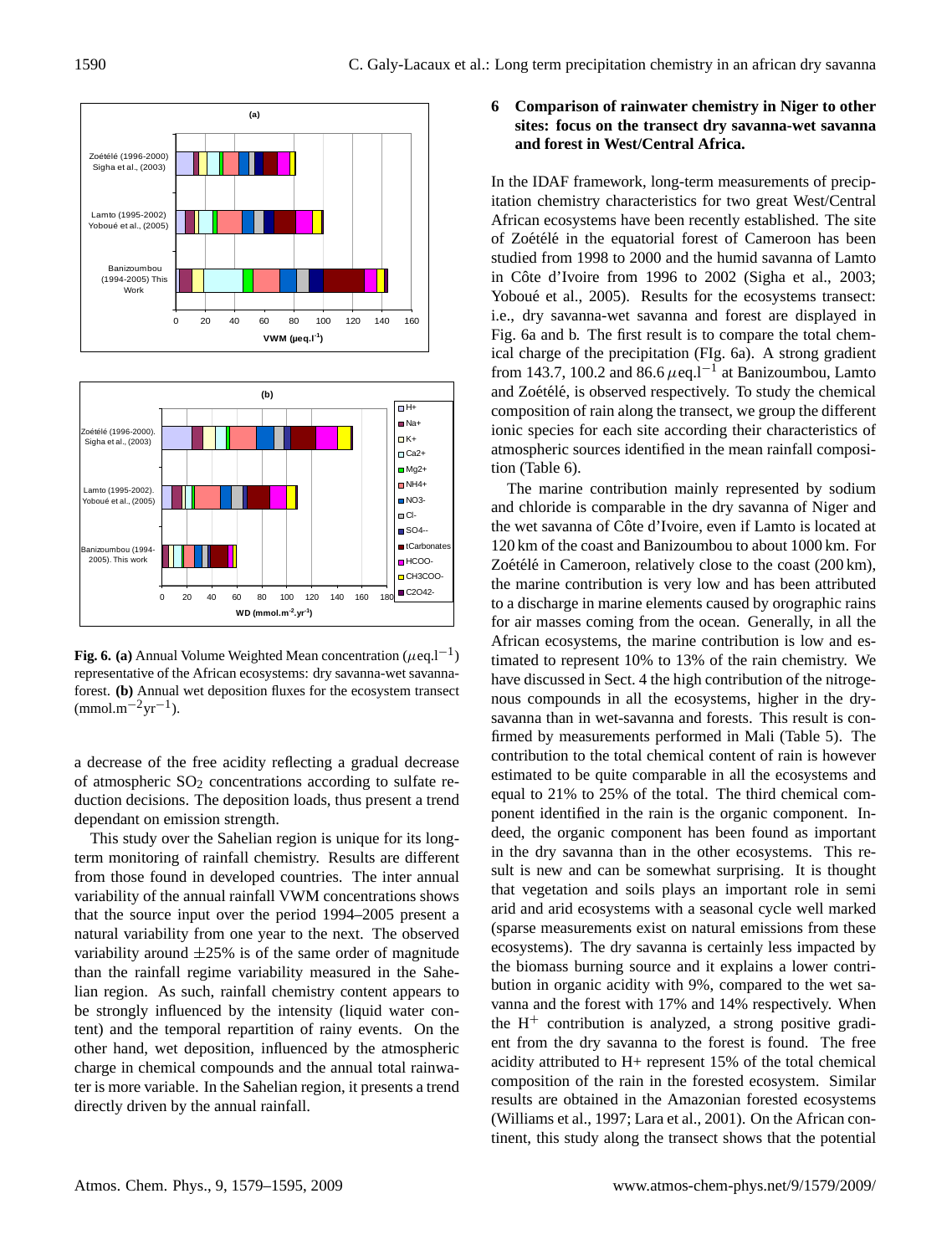**Fig. 6. (a)** Annual Volume Weighted Mean concentration ($\mu$eq.l$^{-1}$) representative of the African ecosystems: dry savanna-wet savanna-forest. **(b)** Annual wet deposition fluxes for the ecosystem transect (mmol.m$^{-2}$yr$^{-1}$).

a decrease of the free acidity reflecting a gradual decrease of atmospheric $SO_2$ concentrations according to sulfate reduction decisions. The deposition loads, thus present a trend dependant on emission strength.

This study over the Sahelian region is unique for its long-term monitoring of rainfall chemistry. Results are different from those found in developed countries. The inter annual variability of the annual rainfall VWM concentrations shows that the source input over the period 1994–2005 present a natural variability from one year to the next. The observed variability around $\pm$25% is of the same order of magnitude than the rainfall regime variability measured in the Sahelian region. As such, rainfall chemistry content appears to be strongly influenced by the intensity (liquid water content) and the temporal repartition of rainy events. On the other hand, wet deposition, influenced by the atmospheric charge in chemical compounds and the annual total rainwater is more variable. In the Sahelian region, it presents a trend directly driven by the annual rainfall.

## 6 Comparison of rainwater chemistry in Niger to other sites: focus on the transect dry savanna-wet savanna and forest in West/Central Africa.

In the IDAF framework, long-term measurements of precipitation chemistry characteristics for two great West/Central African ecosystems have been recently established. The site of Zoétélé in the equatorial forest of Cameroon has been studied from 1998 to 2000 and the humid savanna of Lamto in Côte d'Ivoire from 1996 to 2002 (Sigha et al., 2003; Yoboué et al., 2005). Results for the ecosystems transect: i.e., dry savanna-wet savanna and forest are displayed in Fig. 6a and b. The first result is to compare the total chemical charge of the precipitation (FIg. 6a). A strong gradient from 143.7, 100.2 and 86.6 $\mu$eq.l$^{-1}$ at Banizoumbou, Lamto and Zoétélé, is observed respectively. To study the chemical composition of rain along the transect, we group the different ionic species for each site according their characteristics of atmospheric sources identified in the mean rainfall composition (Table 6).

The marine contribution mainly represented by sodium and chloride is comparable in the dry savanna of Niger and the wet savanna of Côte d'Ivoire, even if Lamto is located at 120 km of the coast and Banizoumbou to about 1000 km. For Zoétélé in Cameroon, relatively close to the coast (200 km), the marine contribution is very low and has been attributed to a discharge in marine elements caused by orographic rains for air masses coming from the ocean. Generally, in all the African ecosystems, the marine contribution is low and estimated to represent 10% to 13% of the rain chemistry. We have discussed in Sect. 4 the high contribution of the nitrogenous compounds in all the ecosystems, higher in the dry-savanna than in wet-savanna and forests. This result is confirmed by measurements performed in Mali (Table 5). The contribution to the total chemical content of rain is however estimated to be quite comparable in all the ecosystems and equal to 21% to 25% of the total. The third chemical component identified in the rain is the organic component. Indeed, the organic component has been found as important in the dry savanna than in the other ecosystems. This result is new and can be somewhat surprising. It is thought that vegetation and soils plays an important role in semi arid and arid ecosystems with a seasonal cycle well marked (sparse measurements exist on natural emissions from these ecosystems). The dry savanna is certainly less impacted by the biomass burning source and it explains a lower contribution in organic acidity with 9%, compared to the wet savanna and the forest with 17% and 14% respectively. When the $H^+$ contribution is analyzed, a strong positive gradient from the dry savanna to the forest is found. The free acidity attributed to H+ represent 15% of the total chemical composition of the rain in the forested ecosystem. Similar results are obtained in the Amazonian forested ecosystems (Williams et al., 1997; Lara et al., 2001). On the African continent, this study along the transect shows that the potential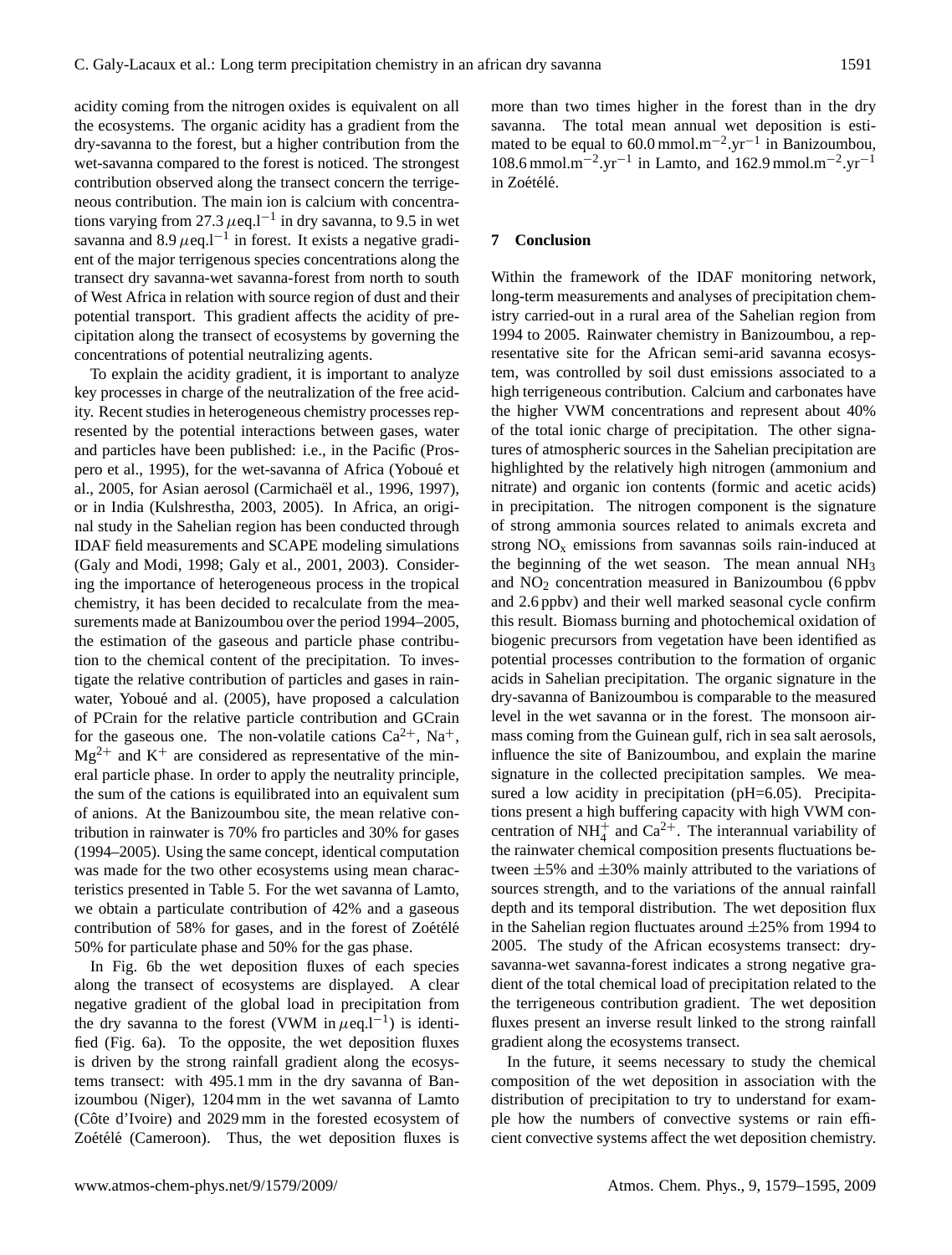acidity coming from the nitrogen oxides is equivalent on all the ecosystems. The organic acidity has a gradient from the dry-savanna to the forest, but a higher contribution from the wet-savanna compared to the forest is noticed. The strongest contribution observed along the transect concern the terrigeneous contribution. The main ion is calcium with concentrations varying from 27.3 $\mu$eq.l$^{-1}$ in dry savanna, to 9.5 in wet savanna and 8.9 $\mu$eq.l$^{-1}$ in forest. It exists a negative gradient of the major terrigenous species concentrations along the transect dry savanna-wet savanna-forest from north to south of West Africa in relation with source region of dust and their potential transport. This gradient affects the acidity of precipitation along the transect of ecosystems by governing the concentrations of potential neutralizing agents.

To explain the acidity gradient, it is important to analyze key processes in charge of the neutralization of the free acidity. Recent studies in heterogeneous chemistry processes represented by the potential interactions between gases, water and particles have been published: i.e., in the Pacific (Prospero et al., 1995), for the wet-savanna of Africa (Yoboué et al., 2005, for Asian aerosol (Carmichaël et al., 1996, 1997), or in India (Kulshrestha, 2003, 2005). In Africa, an original study in the Sahelian region has been conducted through IDAF field measurements and SCAPE modeling simulations (Galy and Modi, 1998; Galy et al., 2001, 2003). Considering the importance of heterogeneous process in the tropical chemistry, it has been decided to recalculate from the measurements made at Banizoumbou over the period 1994–2005, the estimation of the gaseous and particle phase contribution to the chemical content of the precipitation. To investigate the relative contribution of particles and gases in rainwater, Yoboué and al. (2005), have proposed a calculation of PCrain for the relative particle contribution and GCrain for the gaseous one. The non-volatile cations $Ca^{2+}$, $Na^{+}$, $Mg^{2+}$ and $K^{+}$ are considered as representative of the mineral particle phase. In order to apply the neutrality principle, the sum of the cations is equilibrated into an equivalent sum of anions. At the Banizoumbou site, the mean relative contribution in rainwater is 70% fro particles and 30% for gases (1994–2005). Using the same concept, identical computation was made for the two other ecosystems using mean characteristics presented in Table 5. For the wet savanna of Lamto, we obtain a particulate contribution of 42% and a gaseous contribution of 58% for gases, and in the forest of Zoétélé 50% for particulate phase and 50% for the gas phase.

In Fig. 6b the wet deposition fluxes of each species along the transect of ecosystems are displayed. A clear negative gradient of the global load in precipitation from the dry savanna to the forest (VWM in $\mu$eq.l$^{-1}$) is identified (Fig. 6a). To the opposite, the wet deposition fluxes is driven by the strong rainfall gradient along the ecosystems transect: with 495.1 mm in the dry savanna of Banizoumbou (Niger), 1204 mm in the wet savanna of Lamto (Côte d'Ivoire) and 2029 mm in the forested ecosystem of Zoétélé (Cameroon). Thus, the wet deposition fluxes is more than two times higher in the forest than in the dry savanna. The total mean annual wet deposition is estimated to be equal to 60.0 mmol.m$^{-2}$.yr$^{-1}$ in Banizoumbou, 108.6 mmol.m$^{-2}$.yr$^{-1}$ in Lamto, and 162.9 mmol.m$^{-2}$.yr$^{-1}$ in Zoétélé.

## 7 Conclusion

Within the framework of the IDAF monitoring network, long-term measurements and analyses of precipitation chemistry carried-out in a rural area of the Sahelian region from 1994 to 2005. Rainwater chemistry in Banizoumbou, a representative site for the African semi-arid savanna ecosystem, was controlled by soil dust emissions associated to a high terrigeneous contribution. Calcium and carbonates have the higher VWM concentrations and represent about 40% of the total ionic charge of precipitation. The other signatures of atmospheric sources in the Sahelian precipitation are highlighted by the relatively high nitrogen (ammonium and nitrate) and organic ion contents (formic and acetic acids) in precipitation. The nitrogen component is the signature of strong ammonia sources related to animals excreta and strong $NO_x$ emissions from savannas soils rain-induced at the beginning of the wet season. The mean annual $NH_3$ and $NO_2$ concentration measured in Banizoumbou (6 ppbv and 2.6 ppbv) and their well marked seasonal cycle confirm this result. Biomass burning and photochemical oxidation of biogenic precursors from vegetation have been identified as potential processes contribution to the formation of organic acids in Sahelian precipitation. The organic signature in the dry-savanna of Banizoumbou is comparable to the measured level in the wet savanna or in the forest. The monsoon airmass coming from the Guinean gulf, rich in sea salt aerosols, influence the site of Banizoumbou, and explain the marine signature in the collected precipitation samples. We measured a low acidity in precipitation (pH=6.05). Precipitations present a high buffering capacity with high VWM concentration of $NH_4^+$ and $Ca^{2+}$. The interannual variability of the rainwater chemical composition presents fluctuations between ±5% and ±30% mainly attributed to the variations of sources strength, and to the variations of the annual rainfall depth and its temporal distribution. The wet deposition flux in the Sahelian region fluctuates around ±25% from 1994 to 2005. The study of the African ecosystems transect: dry-savanna-wet savanna-forest indicates a strong negative gradient of the total chemical load of precipitation related to the the terrigeneous contribution gradient. The wet deposition fluxes present an inverse result linked to the strong rainfall gradient along the ecosystems transect.

In the future, it seems necessary to study the chemical composition of the wet deposition in association with the distribution of precipitation to try to understand for example how the numbers of convective systems or rain efficient convective systems affect the wet deposition chemistry.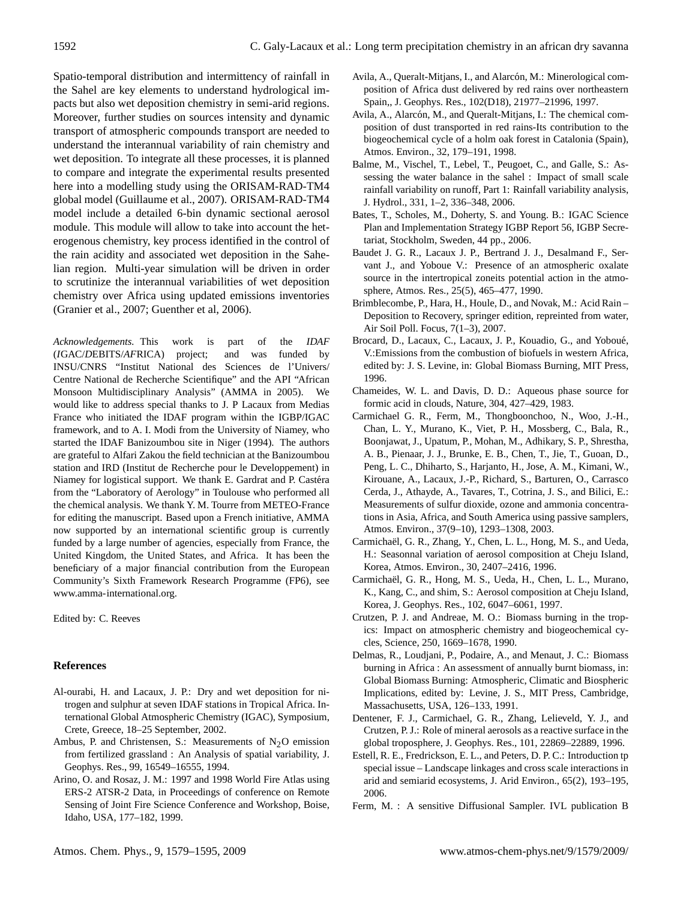Spatio-temporal distribution and intermittency of rainfall in the Sahel are key elements to understand hydrological impacts but also wet deposition chemistry in semi-arid regions. Moreover, further studies on sources intensity and dynamic transport of atmospheric compounds transport are needed to understand the interannual variability of rain chemistry and wet deposition. To integrate all these processes, it is planned to compare and integrate the experimental results presented here into a modelling study using the ORISAM-RAD-TM4 global model (Guillaume et al., 2007). ORISAM-RAD-TM4 model include a detailed 6-bin dynamic sectional aerosol module. This module will allow to take into account the heterogenous chemistry, key process identified in the control of the rain acidity and associated wet deposition in the Sahelian region. Multi-year simulation will be driven in order to scrutinize the interannual variabilities of wet deposition chemistry over Africa using updated emissions inventories (Granier et al., 2007; Guenther et al, 2006).

*Acknowledgements.* This work is part of the *IDAF* (*I*GAC/*D*EBITS/*AF*RICA) project; and was funded by INSU/CNRS "Institut National des Sciences de l'Univers/ Centre National de Recherche Scientifique" and the API "African Monsoon Multidisciplinary Analysis" (AMMA in 2005). We would like to address special thanks to J. P Lacaux from Medias France who initiated the IDAF program within the IGBP/IGAC framework, and to A. I. Modi from the University of Niamey, who started the IDAF Banizoumbou site in Niger (1994). The authors are grateful to Alfari Zakou the field technician at the Banizoumbou station and IRD (Institut de Recherche pour le Developpement) in Niamey for logistical support. We thank E. Gardrat and P. Castéra from the "Laboratory of Aerology" in Toulouse who performed all the chemical analysis. We thank Y. M. Tourre from METEO-France for editing the manuscript. Based upon a French initiative, AMMA now supported by an international scientific group is currently funded by a large number of agencies, especially from France, the United Kingdom, the United States, and Africa. It has been the beneficiary of a major financial contribution from the European Community's Sixth Framework Research Programme (FP6), see www.amma-international.org.

Edited by: C. Reeves

## References

Al-ourabi, H. and Lacaux, J. P.: Dry and wet deposition for nitrogen and sulphur at seven IDAF stations in Tropical Africa. International Global Atmospheric Chemistry (IGAC), Symposium, Crete, Greece, 18–25 September, 2002.

Ambus, P. and Christensen, S.: Measurements of $N_2O$ emission from fertilized grassland : An Analysis of spatial variability, J. Geophys. Res., 99, 16549–16555, 1994.

Arino, O. and Rosaz, J. M.: 1997 and 1998 World Fire Atlas using ERS-2 ATSR-2 Data, in Proceedings of conference on Remote Sensing of Joint Fire Science Conference and Workshop, Boise, Idaho, USA, 177–182, 1999.

Avila, A., Queralt-Mitjans, I., and Alarcón, M.: Minerological composition of Africa dust delivered by red rains over northeastern Spain,, J. Geophys. Res., 102(D18), 21977–21996, 1997.

Avila, A., Alarcón, M., and Queralt-Mitjans, I.: The chemical composition of dust transported in red rains-Its contribution to the biogeochemical cycle of a holm oak forest in Catalonia (Spain), Atmos. Environ., 32, 179–191, 1998.

Balme, M., Vischel, T., Lebel, T., Peugoet, C., and Galle, S.: Assessing the water balance in the sahel : Impact of small scale rainfall variability on runoff, Part 1: Rainfall variability analysis, J. Hydrol., 331, 1–2, 336–348, 2006.

Bates, T., Scholes, M., Doherty, S. and Young. B.: IGAC Science Plan and Implementation Strategy IGBP Report 56, IGBP Secretariat, Stockholm, Sweden, 44 pp., 2006.

Baudet J. G. R., Lacaux J. P., Bertrand J. J., Desalmand F., Servant J., and Yoboue V.: Presence of an atmospheric oxalate source in the intertropical zoneits potential action in the atmosphere, Atmos. Res., 25(5), 465–477, 1990.

Brimblecombe, P., Hara, H., Houle, D., and Novak, M.: Acid Rain – Deposition to Recovery, springer edition, repreinted from water, Air Soil Poll. Focus, 7(1–3), 2007.

Brocard, D., Lacaux, C., Lacaux, J. P., Kouadio, G., and Yoboué, V.:Emissions from the combustion of biofuels in western Africa, edited by: J. S. Levine, in: Global Biomass Burning, MIT Press, 1996.

Chameides, W. L. and Davis, D. D.: Aqueous phase source for formic acid in clouds, Nature, 304, 427–429, 1983.

Carmichael G. R., Ferm, M., Thongboonchoo, N., Woo, J.-H., Chan, L. Y., Murano, K., Viet, P. H., Mossberg, C., Bala, R., Boonjawat, J., Upatum, P., Mohan, M., Adhikary, S. P., Shrestha, A. B., Pienaar, J. J., Brunke, E. B., Chen, T., Jie, T., Guoan, D., Peng, L. C., Dhiharto, S., Harjanto, H., Jose, A. M., Kimani, W., Kirouane, A., Lacaux, J.-P., Richard, S., Barturen, O., Carrasco Cerda, J., Athayde, A., Tavares, T., Cotrina, J. S., and Bilici, E.: Measurements of sulfur dioxide, ozone and ammonia concentrations in Asia, Africa, and South America using passive samplers, Atmos. Environ., 37(9–10), 1293–1308, 2003.

Carmichaël, G. R., Zhang, Y., Chen, L. L., Hong, M. S., and Ueda, H.: Seasonnal variation of aerosol composition at Cheju Island, Korea, Atmos. Environ., 30, 2407–2416, 1996.

Carmichaël, G. R., Hong, M. S., Ueda, H., Chen, L. L., Murano, K., Kang, C., and shim, S.: Aerosol composition at Cheju Island, Korea, J. Geophys. Res., 102, 6047–6061, 1997.

Crutzen, P. J. and Andreae, M. O.: Biomass burning in the tropics: Impact on atmospheric chemistry and biogeochemical cycles, Science, 250, 1669–1678, 1990.

Delmas, R., Loudjani, P., Podaire, A., and Menaut, J. C.: Biomass burning in Africa : An assessment of annually burnt biomass, in: Global Biomass Burning: Atmospheric, Climatic and Biospheric Implications, edited by: Levine, J. S., MIT Press, Cambridge, Massachusetts, USA, 126–133, 1991.

Dentener, F. J., Carmichael, G. R., Zhang, Lelieveld, Y. J., and Crutzen, P. J.: Role of mineral aerosols as a reactive surface in the global troposphere, J. Geophys. Res., 101, 22869–22889, 1996.

Estell, R. E., Fredrickson, E. L., and Peters, D. P. C.: Introduction tp special issue – Landscape linkages and cross scale interactions in arid and semiarid ecosystems, J. Arid Environ., 65(2), 193–195, 2006.

Ferm, M. : A sensitive Diffusional Sampler. IVL publication B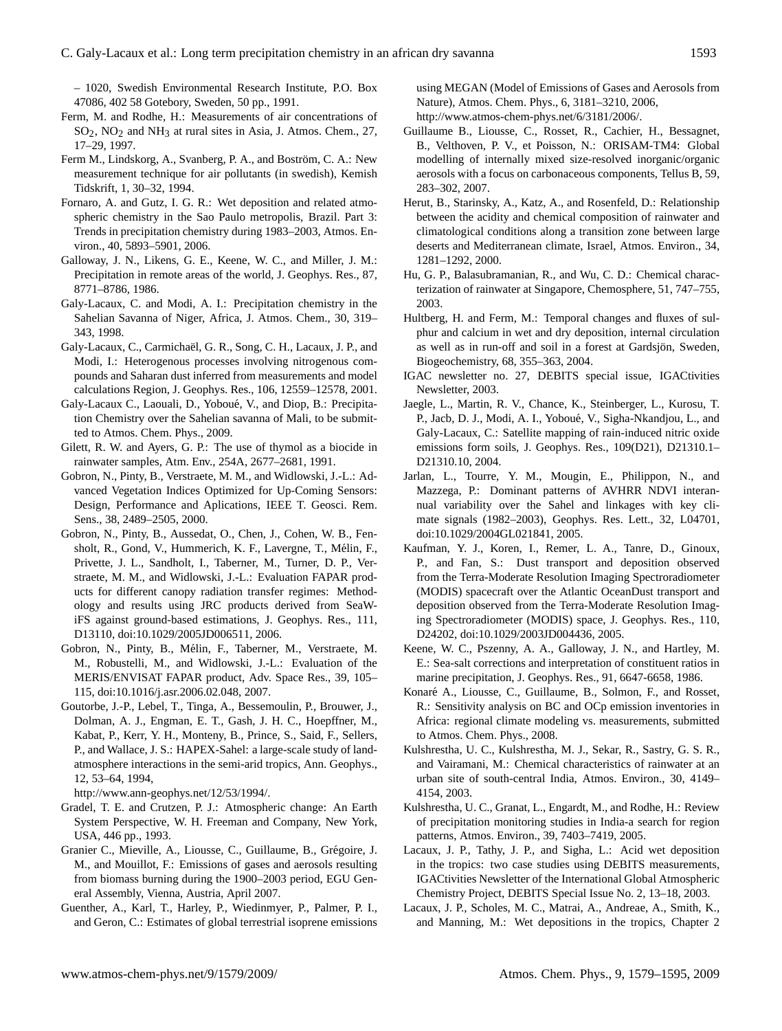– 1020, Swedish Environmental Research Institute, P.O. Box 47086, 402 58 Gotebory, Sweden, 50 pp., 1991.

Ferm, M. and Rodhe, H.: Measurements of air concentrations of $SO_2$, $NO_2$ and $NH_3$ at rural sites in Asia, J. Atmos. Chem., 27, 17–29, 1997.

Ferm M., Lindskorg, A., Svanberg, P. A., and Boström, C. A.: New measurement technique for air pollutants (in swedish), Kemish Tidskrift, 1, 30–32, 1994.

Fornaro, A. and Gutz, I. G. R.: Wet deposition and related atmospheric chemistry in the Sao Paulo metropolis, Brazil. Part 3: Trends in precipitation chemistry during 1983–2003, Atmos. Environ., 40, 5893–5901, 2006.

Galloway, J. N., Likens, G. E., Keene, W. C., and Miller, J. M.: Precipitation in remote areas of the world, J. Geophys. Res., 87, 8771–8786, 1986.

Galy-Lacaux, C. and Modi, A. I.: Precipitation chemistry in the Sahelian Savanna of Niger, Africa, J. Atmos. Chem., 30, 319–343, 1998.

Galy-Lacaux, C., Carmichaël, G. R., Song, C. H., Lacaux, J. P., and Modi, I.: Heterogenous processes involving nitrogenous compounds and Saharan dust inferred from measurements and model calculations Region, J. Geophys. Res., 106, 12559–12578, 2001.

Galy-Lacaux C., Laouali, D., Yoboué, V., and Diop, B.: Precipitation Chemistry over the Sahelian savanna of Mali, to be submitted to Atmos. Chem. Phys., 2009.

Gilett, R. W. and Ayers, G. P.: The use of thymol as a biocide in rainwater samples, Atm. Env., 254A, 2677–2681, 1991.

Gobron, N., Pinty, B., Verstraete, M. M., and Widlowski, J.-L.: Advanced Vegetation Indices Optimized for Up-Coming Sensors: Design, Performance and Aplications, IEEE T. Geosci. Rem. Sens., 38, 2489–2505, 2000.

Gobron, N., Pinty, B., Aussedat, O., Chen, J., Cohen, W. B., Fensholt, R., Gond, V., Hummerich, K. F., Lavergne, T., Mélin, F., Privette, J. L., Sandholt, I., Taberner, M., Turner, D. P., Verstraete, M. M., and Widlowski, J.-L.: Evaluation FAPAR products for different canopy radiation transfer regimes: Methodology and results using JRC products derived from SeaWiFS against ground-based estimations, J. Geophys. Res., 111, D13110, doi:10.1029/2005JD006511, 2006.

Gobron, N., Pinty, B., Mélin, F., Taberner, M., Verstraete, M. M., Robustelli, M., and Widlowski, J.-L.: Evaluation of the MERIS/ENVISAT FAPAR product, Adv. Space Res., 39, 105–115, doi:10.1016/j.asr.2006.02.048, 2007.

Goutorbe, J.-P., Lebel, T., Tinga, A., Bessemoulin, P., Brouwer, J., Dolman, A. J., Engman, E. T., Gash, J. H. C., Hoepffner, M., Kabat, P., Kerr, Y. H., Monteny, B., Prince, S., Said, F., Sellers, P., and Wallace, J. S.: HAPEX-Sahel: a large-scale study of land-atmosphere interactions in the semi-arid tropics, Ann. Geophys., 12, 53–64, 1994, http://www.ann-geophys.net/12/53/1994/.

Gradel, T. E. and Crutzen, P. J.: Atmospheric change: An Earth System Perspective, W. H. Freeman and Company, New York, USA, 446 pp., 1993.

Granier C., Mieville, A., Liousse, C., Guillaume, B., Grégoire, J. M., and Mouillot, F.: Emissions of gases and aerosols resulting from biomass burning during the 1900–2003 period, EGU General Assembly, Vienna, Austria, April 2007.

Guenther, A., Karl, T., Harley, P., Wiedinmyer, P., Palmer, P. I., and Geron, C.: Estimates of global terrestrial isoprene emissions using MEGAN (Model of Emissions of Gases and Aerosols from Nature), Atmos. Chem. Phys., 6, 3181–3210, 2006, http://www.atmos-chem-phys.net/6/3181/2006/.

Guillaume B., Liousse, C., Rosset, R., Cachier, H., Bessagnet, B., Velthoven, P. V., et Poisson, N.: ORISAM-TM4: Global modelling of internally mixed size-resolved inorganic/organic aerosols with a focus on carbonaceous components, Tellus B, 59, 283–302, 2007.

Herut, B., Starinsky, A., Katz, A., and Rosenfeld, D.: Relationship between the acidity and chemical composition of rainwater and climatological conditions along a transition zone between large deserts and Mediterranean climate, Israel, Atmos. Environ., 34, 1281–1292, 2000.

Hu, G. P., Balasubramanian, R., and Wu, C. D.: Chemical characterization of rainwater at Singapore, Chemosphere, 51, 747–755, 2003.

Hultberg, H. and Ferm, M.: Temporal changes and fluxes of sulphur and calcium in wet and dry deposition, internal circulation as well as in run-off and soil in a forest at Gardsjön, Sweden, Biogeochemistry, 68, 355–363, 2004.

IGAC newsletter no. 27, DEBITS special issue, IGACtivities Newsletter, 2003.

Jaegle, L., Martin, R. V., Chance, K., Steinberger, L., Kurosu, T. P., Jacb, D. J., Modi, A. I., Yoboué, V., Sigha-Nkandjou, L., and Galy-Lacaux, C.: Satellite mapping of rain-induced nitric oxide emissions form soils, J. Geophys. Res., 109(D21), D21310.1–D21310.10, 2004.

Jarlan, L., Tourre, Y. M., Mougin, E., Philippon, N., and Mazzega, P.: Dominant patterns of AVHRR NDVI interannual variability over the Sahel and linkages with key climate signals (1982–2003), Geophys. Res. Lett., 32, L04701, doi:10.1029/2004GL021841, 2005.

Kaufman, Y. J., Koren, I., Remer, L. A., Tanre, D., Ginoux, P., and Fan, S.: Dust transport and deposition observed from the Terra-Moderate Resolution Imaging Spectroradiometer (MODIS) spacecraft over the Atlantic OceanDust transport and deposition observed from the Terra-Moderate Resolution Imaging Spectroradiometer (MODIS) space, J. Geophys. Res., 110, D24202, doi:10.1029/2003JD004436, 2005.

Keene, W. C., Pszenny, A. A., Galloway, J. N., and Hartley, M. E.: Sea-salt corrections and interpretation of constituent ratios in marine precipitation, J. Geophys. Res., 91, 6647-6658, 1986.

Konaré A., Liousse, C., Guillaume, B., Solmon, F., and Rosset, R.: Sensitivity analysis on BC and OCp emission inventories in Africa: regional climate modeling vs. measurements, submitted to Atmos. Chem. Phys., 2008.

Kulshrestha, U. C., Kulshrestha, M. J., Sekar, R., Sastry, G. S. R., and Vairamani, M.: Chemical characteristics of rainwater at an urban site of south-central India, Atmos. Environ., 30, 4149–4154, 2003.

Kulshrestha, U. C., Granat, L., Engardt, M., and Rodhe, H.: Review of precipitation monitoring studies in India-a search for region patterns, Atmos. Environ., 39, 7403–7419, 2005.

Lacaux, J. P., Tathy, J. P., and Sigha, L.: Acid wet deposition in the tropics: two case studies using DEBITS measurements, IGACtivities Newsletter of the International Global Atmospheric Chemistry Project, DEBITS Special Issue No. 2, 13–18, 2003.

Lacaux, J. P., Scholes, M. C., Matrai, A., Andreae, A., Smith, K., and Manning, M.: Wet depositions in the tropics, Chapter 2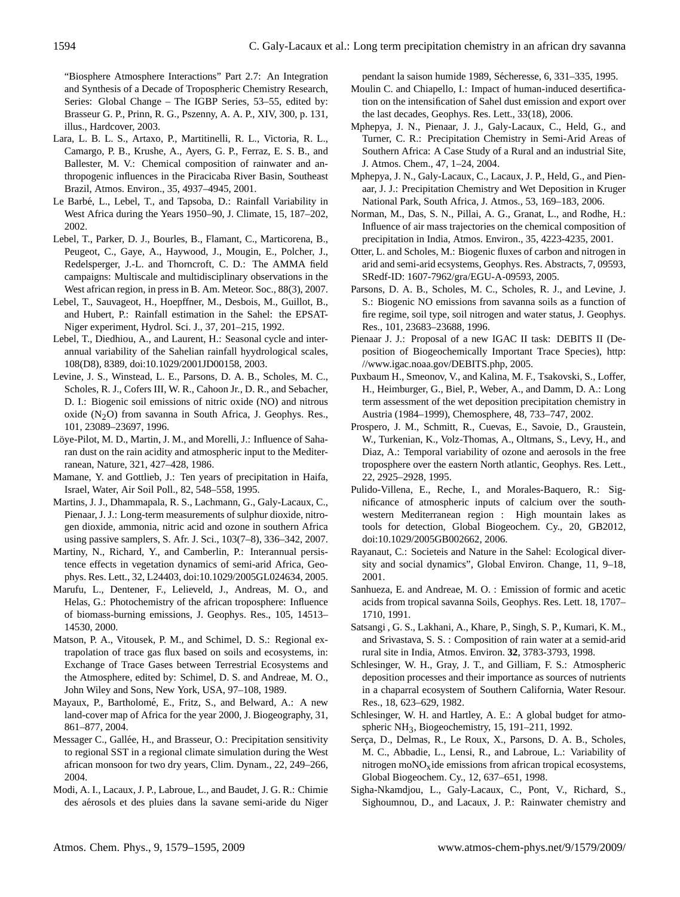"Biosphere Atmosphere Interactions" Part 2.7: An Integration and Synthesis of a Decade of Tropospheric Chemistry Research, Series: Global Change – The IGBP Series, 53–55, edited by: Brasseur G. P., Prinn, R. G., Pszenny, A. A. P., XIV, 300, p. 131, illus., Hardcover, 2003.

Lara, L. B. L. S., Artaxo, P., Martitinelli, R. L., Victoria, R. L., Camargo, P. B., Krushe, A., Ayers, G. P., Ferraz, E. S. B., and Ballester, M. V.: Chemical composition of rainwater and anthropogenic influences in the Piracicaba River Basin, Southeast Brazil, Atmos. Environ., 35, 4937–4945, 2001.

Le Barbé, L., Lebel, T., and Tapsoba, D.: Rainfall Variability in West Africa during the Years 1950–90, J. Climate, 15, 187–202, 2002.

Lebel, T., Parker, D. J., Bourles, B., Flamant, C., Marticorena, B., Peugeot, C., Gaye, A., Haywood, J., Mougin, E., Polcher, J., Redelsperger, J.-L. and Thorncroft, C. D.: The AMMA field campaigns: Multiscale and multidisciplinary observations in the West african region, in press in B. Am. Meteor. Soc., 88(3), 2007.

Lebel, T., Sauvageot, H., Hoepffner, M., Desbois, M., Guillot, B., and Hubert, P.: Rainfall estimation in the Sahel: the EPSAT-Niger experiment, Hydrol. Sci. J., 37, 201–215, 1992.

Lebel, T., Diedhiou, A., and Laurent, H.: Seasonal cycle and interannual variability of the Sahelian rainfall hyydrological scales, 108(D8), 8389, doi:10.1029/2001JD00158, 2003.

Levine, J. S., Winstead, L. E., Parsons, D. A. B., Scholes, M. C., Scholes, R. J., Cofers III, W. R., Cahoon Jr., D. R., and Sebacher, D. I.: Biogenic soil emissions of nitric oxide (NO) and nitrous oxide ($N_2O$) from savanna in South Africa, J. Geophys. Res., 101, 23089–23697, 1996.

Löye-Pilot, M. D., Martin, J. M., and Morelli, J.: Influence of Saharan dust on the rain acidity and atmospheric input to the Mediterranean, Nature, 321, 427–428, 1986.

Mamane, Y. and Gottlieb, J.: Ten years of precipitation in Haifa, Israel, Water, Air Soil Poll., 82, 548–558, 1995.

Martins, J. J., Dhammapala, R. S., Lachmann, G., Galy-Lacaux, C., Pienaar, J. J.: Long-term measurements of sulphur dioxide, nitrogen dioxide, ammonia, nitric acid and ozone in southern Africa using passive samplers, S. Afr. J. Sci., 103(7–8), 336–342, 2007.

Martiny, N., Richard, Y., and Camberlin, P.: Interannual persistence effects in vegetation dynamics of semi-arid Africa, Geophys. Res. Lett., 32, L24403, doi:10.1029/2005GL024634, 2005.

Marufu, L., Dentener, F., Lelieveld, J., Andreas, M. O., and Helas, G.: Photochemistry of the african troposphere: Influence of biomass-burning emissions, J. Geophys. Res., 105, 14513–14530, 2000.

Matson, P. A., Vitousek, P. M., and Schimel, D. S.: Regional extrapolation of trace gas flux based on soils and ecosystems, in: Exchange of Trace Gases between Terrestrial Ecosystems and the Atmosphere, edited by: Schimel, D. S. and Andreae, M. O., John Wiley and Sons, New York, USA, 97–108, 1989.

Mayaux, P., Bartholomé, E., Fritz, S., and Belward, A.: A new land-cover map of Africa for the year 2000, J. Biogeography, 31, 861–877, 2004.

Messager C., Gallée, H., and Brasseur, O.: Precipitation sensitivity to regional SST in a regional climate simulation during the West african monsoon for two dry years, Clim. Dynam., 22, 249–266, 2004.

Modi, A. I., Lacaux, J. P., Labroue, L., and Baudet, J. G. R.: Chimie des aérosols et des pluies dans la savane semi-aride du Niger pendant la saison humide 1989, Sécheresse, 6, 331–335, 1995.

Moulin C. and Chiapello, I.: Impact of human-induced desertification on the intensification of Sahel dust emission and export over the last decades, Geophys. Res. Lett., 33(18), 2006.

Mphepya, J. N., Pienaar, J. J., Galy-Lacaux, C., Held, G., and Turner, C. R.: Precipitation Chemistry in Semi-Arid Areas of Southern Africa: A Case Study of a Rural and an industrial Site, J. Atmos. Chem., 47, 1–24, 2004.

Mphepya, J. N., Galy-Lacaux, C., Lacaux, J. P., Held, G., and Pienaar, J. J.: Precipitation Chemistry and Wet Deposition in Kruger National Park, South Africa, J. Atmos., 53, 169–183, 2006.

Norman, M., Das, S. N., Pillai, A. G., Granat, L., and Rodhe, H.: Influence of air mass trajectories on the chemical composition of precipitation in India, Atmos. Environ., 35, 4223-4235, 2001.

Otter, L. and Scholes, M.: Biogenic fluxes of carbon and nitrogen in arid and semi-arid ecsystems, Geophys. Res. Abstracts, 7, 09593, SRedf-ID: 1607-7962/gra/EGU-A-09593, 2005.

Parsons, D. A. B., Scholes, M. C., Scholes, R. J., and Levine, J. S.: Biogenic NO emissions from savanna soils as a function of fire regime, soil type, soil nitrogen and water status, J. Geophys. Res., 101, 23683–23688, 1996.

Pienaar J. J.: Proposal of a new IGAC II task: DEBITS II (Deposition of Biogeochemically Important Trace Species), http://www.igac.noaa.gov/DEBITS.php, 2005.

Puxbaum H., Smeonov, V., and Kalina, M. F., Tsakovski, S., Loffer, H., Heimburger, G., Biel, P., Weber, A., and Damm, D. A.: Long term assessment of the wet deposition precipitation chemistry in Austria (1984–1999), Chemosphere, 48, 733–747, 2002.

Prospero, J. M., Schmitt, R., Cuevas, E., Savoie, D., Graustein, W., Turkenian, K., Volz-Thomas, A., Oltmans, S., Levy, H., and Diaz, A.: Temporal variability of ozone and aerosols in the free troposphere over the eastern North atlantic, Geophys. Res. Lett., 22, 2925–2928, 1995.

Pulido-Villena, E., Reche, I., and Morales-Baquero, R.: Significance of atmospheric inputs of calcium over the southwestern Mediterranean region : High mountain lakes as tools for detection, Global Biogeochem. Cy., 20, GB2012, doi:10.1029/2005GB002662, 2006.

Rayanaut, C.: Societeis and Nature in the Sahel: Ecological diversity and social dynamics", Global Environ. Change, 11, 9–18, 2001.

Sanhueza, E. and Andreae, M. O. : Emission of formic and acetic acids from tropical savanna Soils, Geophys. Res. Lett. 18, 1707–1710, 1991.

Satsangi , G. S., Lakhani, A., Khare, P., Singh, S. P., Kumari, K. M., and Srivastava, S. S. : Composition of rain water at a semi-arid rural site in India, Atmos. Environ. **32**, 3783-3793, 1998.

Schlesinger, W. H., Gray, J. T., and Gilliam, F. S.: Atmospheric deposition processes and their importance as sources of nutrients in a chaparral ecosystem of Southern California, Water Resour. Res., 18, 623–629, 1982.

Schlesinger, W. H. and Hartley, A. E.: A global budget for atmospheric $NH_3$, Biogeochemistry, 15, 191–211, 1992.

Serça, D., Delmas, R., Le Roux, X., Parsons, D. A. B., Scholes, M. C., Abbadie, L., Lensi, R., and Labroue, L.: Variability of nitrogen mo$NO_x$ide emissions from african tropical ecosystems, Global Biogeochem. Cy., 12, 637–651, 1998.

Sigha-Nkamdjou, L., Galy-Lacaux, C., Pont, V., Richard, S., Sighoumnou, D., and Lacaux, J. P.: Rainwater chemistry and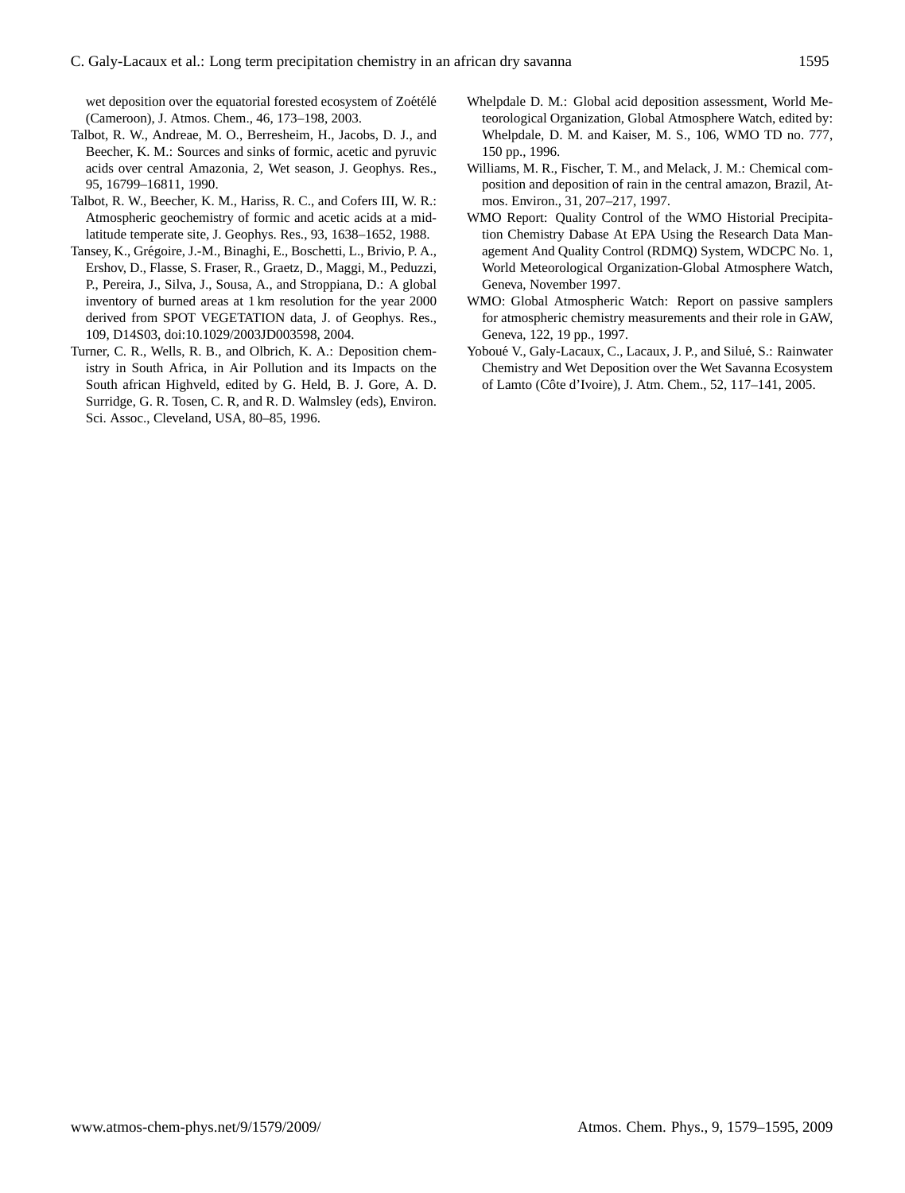wet deposition over the equatorial forested ecosystem of Zoétélé (Cameroon), J. Atmos. Chem., 46, 173–198, 2003.

Talbot, R. W., Andreae, M. O., Berresheim, H., Jacobs, D. J., and Beecher, K. M.: Sources and sinks of formic, acetic and pyruvic acids over central Amazonia, 2, Wet season, J. Geophys. Res., 95, 16799–16811, 1990.

Talbot, R. W., Beecher, K. M., Hariss, R. C., and Cofers III, W. R.: Atmospheric geochemistry of formic and acetic acids at a mid-latitude temperate site, J. Geophys. Res., 93, 1638–1652, 1988.

Tansey, K., Grégoire, J.-M., Binaghi, E., Boschetti, L., Brivio, P. A., Ershov, D., Flasse, S. Fraser, R., Graetz, D., Maggi, M., Peduzzi, P., Pereira, J., Silva, J., Sousa, A., and Stroppiana, D.: A global inventory of burned areas at 1 km resolution for the year 2000 derived from SPOT VEGETATION data, J. of Geophys. Res., 109, D14S03, doi:10.1029/2003JD003598, 2004.

Turner, C. R., Wells, R. B., and Olbrich, K. A.: Deposition chemistry in South Africa, in Air Pollution and its Impacts on the South african Highveld, edited by G. Held, B. J. Gore, A. D. Surridge, G. R. Tosen, C. R, and R. D. Walmsley (eds), Environ. Sci. Assoc., Cleveland, USA, 80–85, 1996.

Whelpdale D. M.: Global acid deposition assessment, World Meteorological Organization, Global Atmosphere Watch, edited by: Whelpdale, D. M. and Kaiser, M. S., 106, WMO TD no. 777, 150 pp., 1996.

Williams, M. R., Fischer, T. M., and Melack, J. M.: Chemical composition and deposition of rain in the central amazon, Brazil, Atmos. Environ., 31, 207–217, 1997.

WMO Report: Quality Control of the WMO Historial Precipitation Chemistry Dabase At EPA Using the Research Data Management And Quality Control (RDMQ) System, WDCPC No. 1, World Meteorological Organization-Global Atmosphere Watch, Geneva, November 1997.

WMO: Global Atmospheric Watch: Report on passive samplers for atmospheric chemistry measurements and their role in GAW, Geneva, 122, 19 pp., 1997.

Yoboué V., Galy-Lacaux, C., Lacaux, J. P., and Silué, S.: Rainwater Chemistry and Wet Deposition over the Wet Savanna Ecosystem of Lamto (Côte d'Ivoire), J. Atm. Chem., 52, 117–141, 2005.